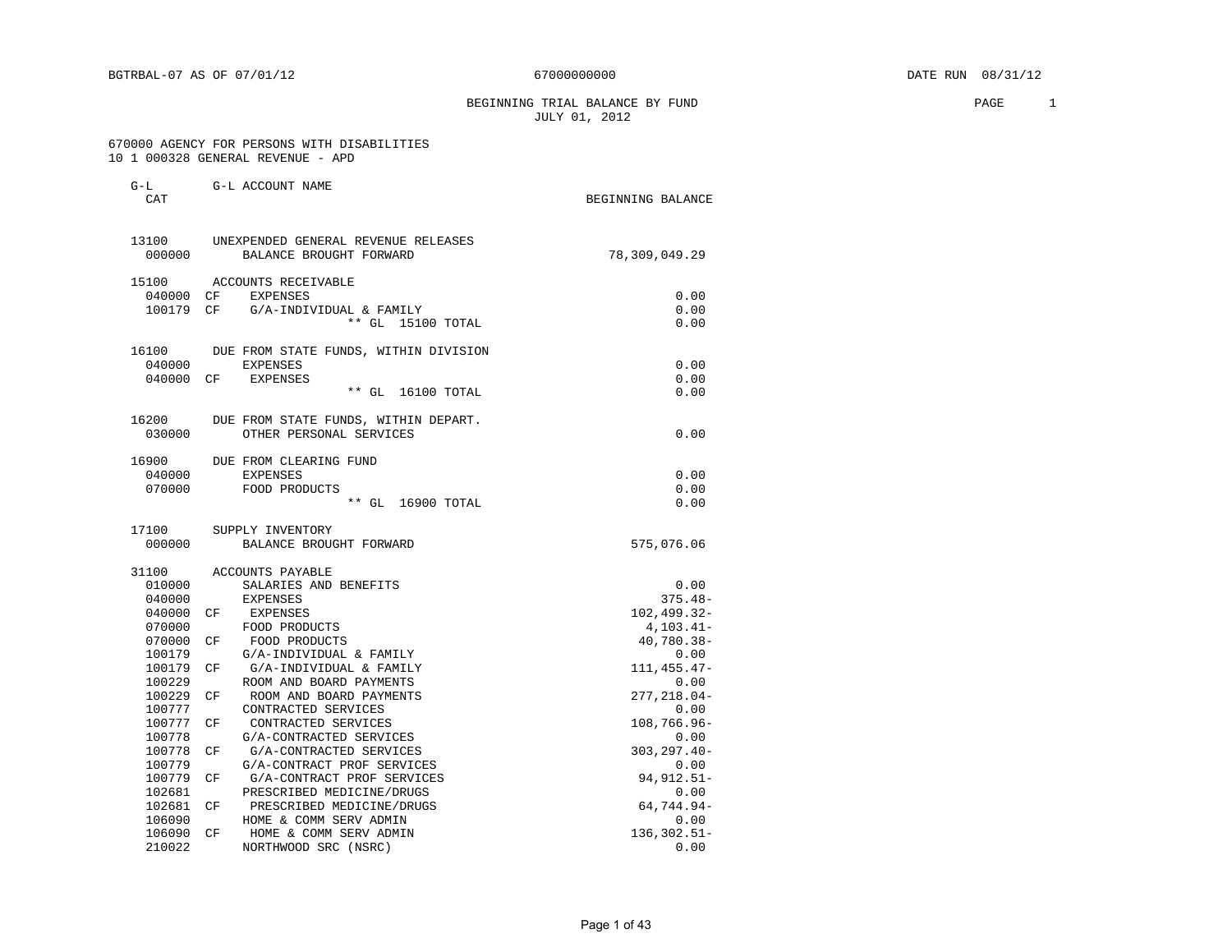BGTRBAL-07 AS OF 07/01/12 67000000000 DATE RUN 08/31/12

# BEGINNING TRIAL BALANCE BY FUND
JULY 01, 2012

670000 AGENCY FOR PERSONS WITH DISABILITIES
10 1 000328 GENERAL REVENUE - APD

| G-L CAT | | G-L ACCOUNT NAME | BEGINNING BALANCE |
|---|---|---|---|
| 13100 | | UNEXPENDED GENERAL REVENUE RELEASES | |
| 000000 | | BALANCE BROUGHT FORWARD | 78,309,049.29 |
| 15100 | | ACCOUNTS RECEIVABLE | |
| 040000 | CF | EXPENSES | 0.00 |
| 100179 | CF | G/A-INDIVIDUAL & FAMILY | 0.00 |
| | | ** GL 15100 TOTAL | 0.00 |
| 16100 | | DUE FROM STATE FUNDS, WITHIN DIVISION | |
| 040000 | | EXPENSES | 0.00 |
| 040000 | CF | EXPENSES | 0.00 |
| | | ** GL 16100 TOTAL | 0.00 |
| 16200 | | DUE FROM STATE FUNDS, WITHIN DEPART. | |
| 030000 | | OTHER PERSONAL SERVICES | 0.00 |
| 16900 | | DUE FROM CLEARING FUND | |
| 040000 | | EXPENSES | 0.00 |
| 070000 | | FOOD PRODUCTS | 0.00 |
| | | ** GL 16900 TOTAL | 0.00 |
| 17100 | | SUPPLY INVENTORY | |
| 000000 | | BALANCE BROUGHT FORWARD | 575,076.06 |
| 31100 | | ACCOUNTS PAYABLE | |
| 010000 | | SALARIES AND BENEFITS | 0.00 |
| 040000 | | EXPENSES | 375.48- |
| 040000 | CF | EXPENSES | 102,499.32- |
| 070000 | | FOOD PRODUCTS | 4,103.41- |
| 070000 | CF | FOOD PRODUCTS | 40,780.38- |
| 100179 | | G/A-INDIVIDUAL & FAMILY | 0.00 |
| 100179 | CF | G/A-INDIVIDUAL & FAMILY | 111,455.47- |
| 100229 | | ROOM AND BOARD PAYMENTS | 0.00 |
| 100229 | CF | ROOM AND BOARD PAYMENTS | 277,218.04- |
| 100777 | | CONTRACTED SERVICES | 0.00 |
| 100777 | CF | CONTRACTED SERVICES | 108,766.96- |
| 100778 | | G/A-CONTRACTED SERVICES | 0.00 |
| 100778 | CF | G/A-CONTRACTED SERVICES | 303,297.40- |
| 100779 | | G/A-CONTRACT PROF SERVICES | 0.00 |
| 100779 | CF | G/A-CONTRACT PROF SERVICES | 94,912.51- |
| 102681 | | PRESCRIBED MEDICINE/DRUGS | 0.00 |
| 102681 | CF | PRESCRIBED MEDICINE/DRUGS | 64,744.94- |
| 106090 | | HOME & COMM SERV ADMIN | 0.00 |
| 106090 | CF | HOME & COMM SERV ADMIN | 136,302.51- |
| 210022 | | NORTHWOOD SRC (NSRC) | 0.00 |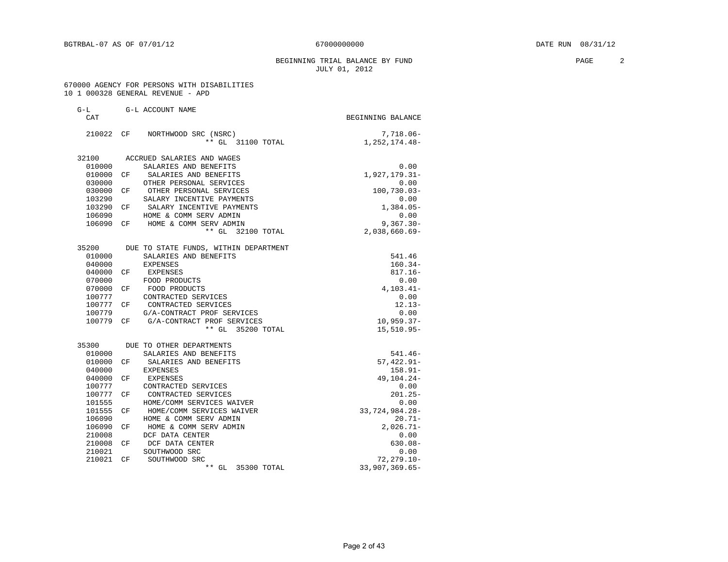BGTRBAL-07 AS OF 07/01/12 — 67000000000 — DATE RUN 08/31/12

## BEGINNING TRIAL BALANCE BY FUND
JULY 01, 2012

670000 AGENCY FOR PERSONS WITH DISABILITIES
10 1 000328 GENERAL REVENUE - APD

| G-L CAT | | G-L ACCOUNT NAME | BEGINNING BALANCE |
|---|---|---|---|
| 210022 | CF | NORTHWOOD SRC (NSRC) | 7,718.06- |
| | | ** GL 31100 TOTAL | 1,252,174.48- |
| 32100 | | ACCRUED SALARIES AND WAGES | |
| 010000 | | SALARIES AND BENEFITS | 0.00 |
| 010000 | CF | SALARIES AND BENEFITS | 1,927,179.31- |
| 030000 | | OTHER PERSONAL SERVICES | 0.00 |
| 030000 | CF | OTHER PERSONAL SERVICES | 100,730.03- |
| 103290 | | SALARY INCENTIVE PAYMENTS | 0.00 |
| 103290 | CF | SALARY INCENTIVE PAYMENTS | 1,384.05- |
| 106090 | | HOME & COMM SERV ADMIN | 0.00 |
| 106090 | CF | HOME & COMM SERV ADMIN | 9,367.30- |
| | | ** GL 32100 TOTAL | 2,038,660.69- |
| 35200 | | DUE TO STATE FUNDS, WITHIN DEPARTMENT | |
| 010000 | | SALARIES AND BENEFITS | 541.46 |
| 040000 | | EXPENSES | 160.34- |
| 040000 | CF | EXPENSES | 817.16- |
| 070000 | | FOOD PRODUCTS | 0.00 |
| 070000 | CF | FOOD PRODUCTS | 4,103.41- |
| 100777 | | CONTRACTED SERVICES | 0.00 |
| 100777 | CF | CONTRACTED SERVICES | 12.13- |
| 100779 | | G/A-CONTRACT PROF SERVICES | 0.00 |
| 100779 | CF | G/A-CONTRACT PROF SERVICES | 10,959.37- |
| | | ** GL 35200 TOTAL | 15,510.95- |
| 35300 | | DUE TO OTHER DEPARTMENTS | |
| 010000 | | SALARIES AND BENEFITS | 541.46- |
| 010000 | CF | SALARIES AND BENEFITS | 57,422.91- |
| 040000 | | EXPENSES | 158.91- |
| 040000 | CF | EXPENSES | 49,104.24- |
| 100777 | | CONTRACTED SERVICES | 0.00 |
| 100777 | CF | CONTRACTED SERVICES | 201.25- |
| 101555 | | HOME/COMM SERVICES WAIVER | 0.00 |
| 101555 | CF | HOME/COMM SERVICES WAIVER | 33,724,984.28- |
| 106090 | | HOME & COMM SERV ADMIN | 20.71- |
| 106090 | CF | HOME & COMM SERV ADMIN | 2,026.71- |
| 210008 | | DCF DATA CENTER | 0.00 |
| 210008 | CF | DCF DATA CENTER | 630.08- |
| 210021 | | SOUTHWOOD SRC | 0.00 |
| 210021 | CF | SOUTHWOOD SRC | 72,279.10- |
| | | ** GL 35300 TOTAL | 33,907,369.65- |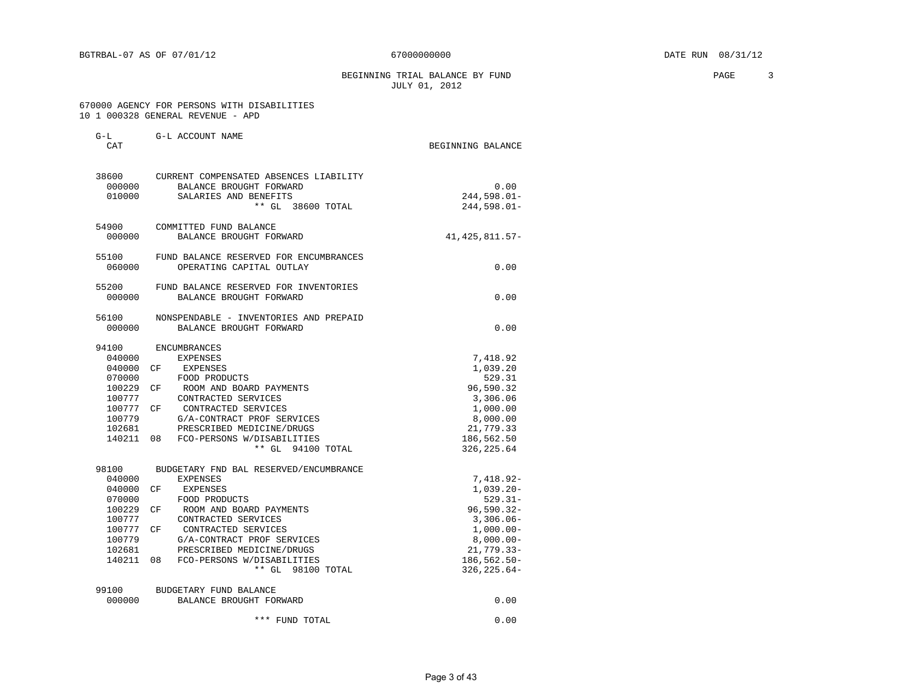BGTRBAL-07 AS OF 07/01/12 67000000000 DATE RUN 08/31/12

BEGINNING TRIAL BALANCE BY FUND
JULY 01, 2012

670000 AGENCY FOR PERSONS WITH DISABILITIES
10 1 000328 GENERAL REVENUE - APD

| G-L CAT | | G-L ACCOUNT NAME | BEGINNING BALANCE |
|---|---|---|---|
| 38600 | | CURRENT COMPENSATED ABSENCES LIABILITY | |
| 000000 | | BALANCE BROUGHT FORWARD | 0.00 |
| 010000 | | SALARIES AND BENEFITS | 244,598.01- |
| | | ** GL 38600 TOTAL | 244,598.01- |
| 54900 | | COMMITTED FUND BALANCE | |
| 000000 | | BALANCE BROUGHT FORWARD | 41,425,811.57- |
| 55100 | | FUND BALANCE RESERVED FOR ENCUMBRANCES | |
| 060000 | | OPERATING CAPITAL OUTLAY | 0.00 |
| 55200 | | FUND BALANCE RESERVED FOR INVENTORIES | |
| 000000 | | BALANCE BROUGHT FORWARD | 0.00 |
| 56100 | | NONSPENDABLE - INVENTORIES AND PREPAID | |
| 000000 | | BALANCE BROUGHT FORWARD | 0.00 |
| 94100 | | ENCUMBRANCES | |
| 040000 | | EXPENSES | 7,418.92 |
| 040000 | CF | EXPENSES | 1,039.20 |
| 070000 | | FOOD PRODUCTS | 529.31 |
| 100229 | CF | ROOM AND BOARD PAYMENTS | 96,590.32 |
| 100777 | | CONTRACTED SERVICES | 3,306.06 |
| 100777 | CF | CONTRACTED SERVICES | 1,000.00 |
| 100779 | | G/A-CONTRACT PROF SERVICES | 8,000.00 |
| 102681 | | PRESCRIBED MEDICINE/DRUGS | 21,779.33 |
| 140211 | 08 | FCO-PERSONS W/DISABILITIES | 186,562.50 |
| | | ** GL 94100 TOTAL | 326,225.64 |
| 98100 | | BUDGETARY FND BAL RESERVED/ENCUMBRANCE | |
| 040000 | | EXPENSES | 7,418.92- |
| 040000 | CF | EXPENSES | 1,039.20- |
| 070000 | | FOOD PRODUCTS | 529.31- |
| 100229 | CF | ROOM AND BOARD PAYMENTS | 96,590.32- |
| 100777 | | CONTRACTED SERVICES | 3,306.06- |
| 100777 | CF | CONTRACTED SERVICES | 1,000.00- |
| 100779 | | G/A-CONTRACT PROF SERVICES | 8,000.00- |
| 102681 | | PRESCRIBED MEDICINE/DRUGS | 21,779.33- |
| 140211 | 08 | FCO-PERSONS W/DISABILITIES | 186,562.50- |
| | | ** GL 98100 TOTAL | 326,225.64- |
| 99100 | | BUDGETARY FUND BALANCE | |
| 000000 | | BALANCE BROUGHT FORWARD | 0.00 |
| | | *** FUND TOTAL | 0.00 |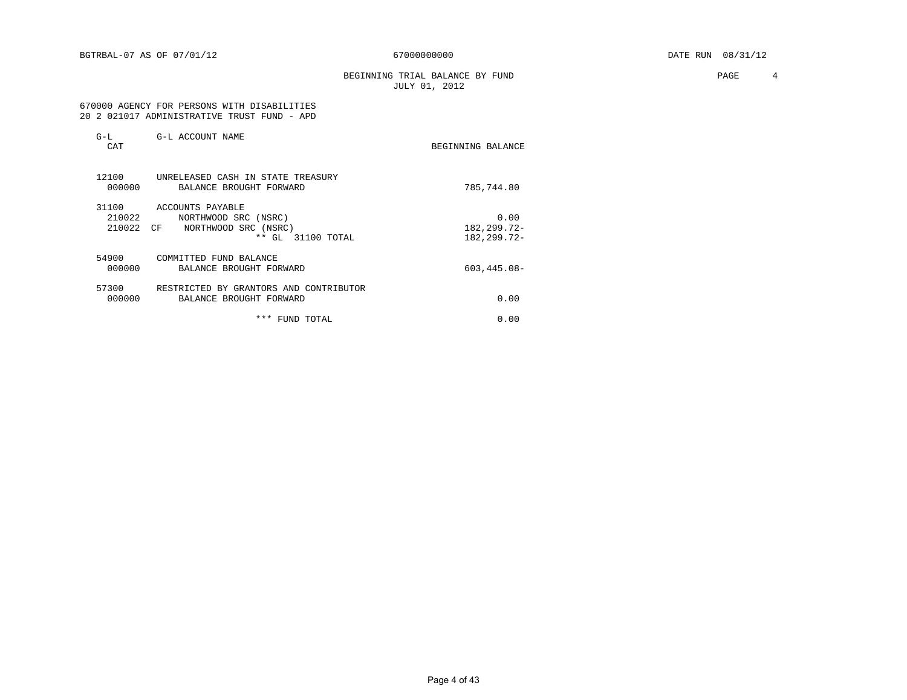BGTRBAL-07 AS OF 07/01/12 67000000000 DATE RUN 08/31/12

BEGINNING TRIAL BALANCE BY FUND
JULY 01, 2012

670000 AGENCY FOR PERSONS WITH DISABILITIES
20 2 021017 ADMINISTRATIVE TRUST FUND - APD

| G-L CAT | G-L ACCOUNT NAME | BEGINNING BALANCE |
|---|---|---|
| 12100 | UNRELEASED CASH IN STATE TREASURY | |
| 000000 | BALANCE BROUGHT FORWARD | 785,744.80 |
| 31100 | ACCOUNTS PAYABLE | |
| 210022 | NORTHWOOD SRC (NSRC) | 0.00 |
| 210022 CF | NORTHWOOD SRC (NSRC) | 182,299.72- |
| | ** GL 31100 TOTAL | 182,299.72- |
| 54900 | COMMITTED FUND BALANCE | |
| 000000 | BALANCE BROUGHT FORWARD | 603,445.08- |
| 57300 | RESTRICTED BY GRANTORS AND CONTRIBUTOR | |
| 000000 | BALANCE BROUGHT FORWARD | 0.00 |
| | *** FUND TOTAL | 0.00 |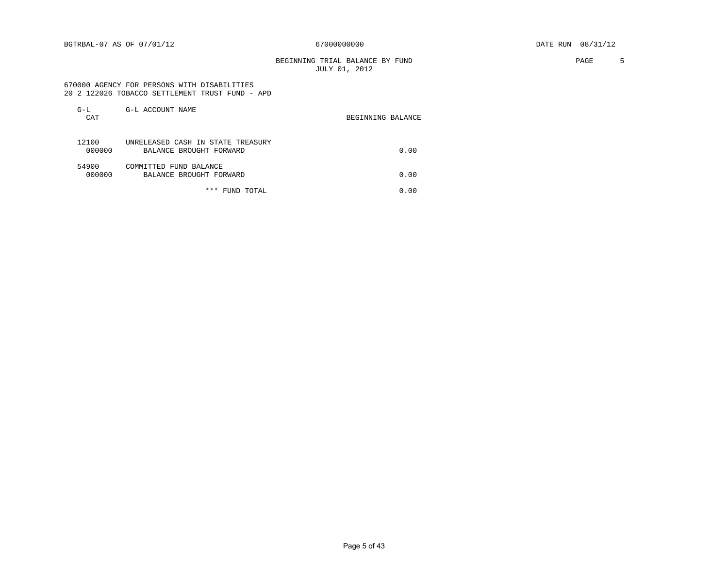BGTRBAL-07 AS OF 07/01/12 67000000000 DATE RUN 08/31/12

BEGINNING TRIAL BALANCE BY FUND
JULY 01, 2012

670000 AGENCY FOR PERSONS WITH DISABILITIES
20 2 122026 TOBACCO SETTLEMENT TRUST FUND - APD

| G-L CAT | G-L ACCOUNT NAME | BEGINNING BALANCE |
|---|---|---|
| 12100 | UNRELEASED CASH IN STATE TREASURY | |
| 000000 | BALANCE BROUGHT FORWARD | 0.00 |
| 54900 | COMMITTED FUND BALANCE | |
| 000000 | BALANCE BROUGHT FORWARD | 0.00 |
| | *** FUND TOTAL | 0.00 |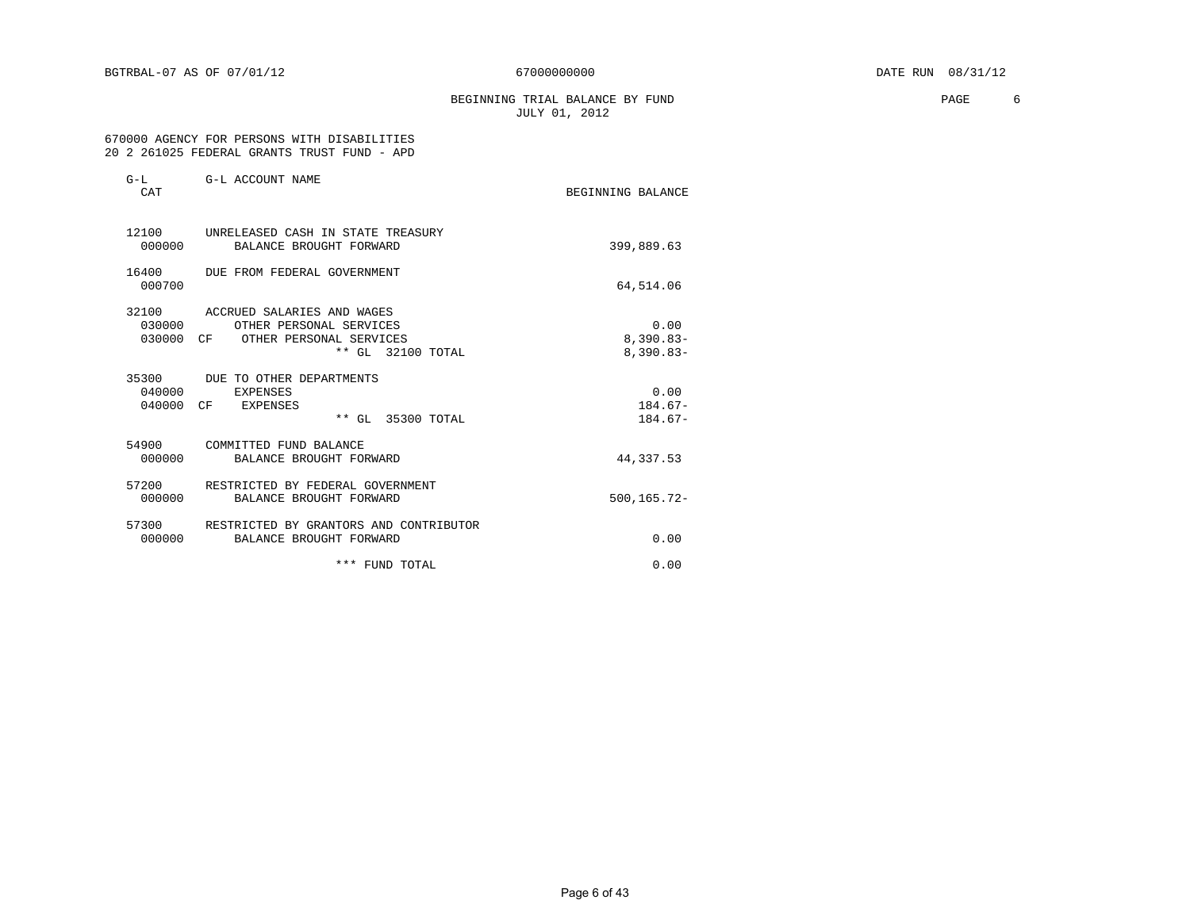BGTRBAL-07 AS OF 07/01/12 67000000000 DATE RUN 08/31/12

# BEGINNING TRIAL BALANCE BY FUND
## JULY 01, 2012

670000 AGENCY FOR PERSONS WITH DISABILITIES
20 2 261025 FEDERAL GRANTS TRUST FUND - APD

| G-L CAT | | G-L ACCOUNT NAME | BEGINNING BALANCE |
|---|---|---|---|
| 12100 | | UNRELEASED CASH IN STATE TREASURY | |
| 000000 | | BALANCE BROUGHT FORWARD | 399,889.63 |
| 16400 | | DUE FROM FEDERAL GOVERNMENT | |
| 000700 | | | 64,514.06 |
| 32100 | | ACCRUED SALARIES AND WAGES | |
| 030000 | | OTHER PERSONAL SERVICES | 0.00 |
| 030000 | CF | OTHER PERSONAL SERVICES | 8,390.83- |
| | | ** GL 32100 TOTAL | 8,390.83- |
| 35300 | | DUE TO OTHER DEPARTMENTS | |
| 040000 | | EXPENSES | 0.00 |
| 040000 | CF | EXPENSES | 184.67- |
| | | ** GL 35300 TOTAL | 184.67- |
| 54900 | | COMMITTED FUND BALANCE | |
| 000000 | | BALANCE BROUGHT FORWARD | 44,337.53 |
| 57200 | | RESTRICTED BY FEDERAL GOVERNMENT | |
| 000000 | | BALANCE BROUGHT FORWARD | 500,165.72- |
| 57300 | | RESTRICTED BY GRANTORS AND CONTRIBUTOR | |
| 000000 | | BALANCE BROUGHT FORWARD | 0.00 |
| | | *** FUND TOTAL | 0.00 |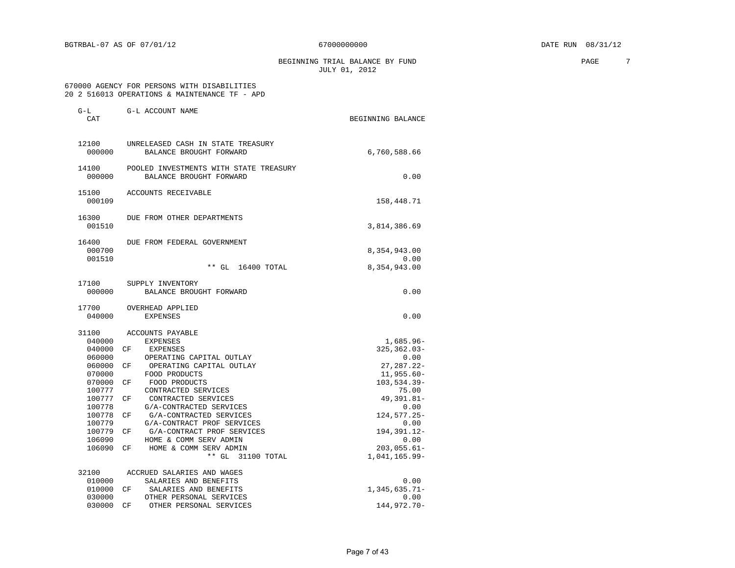BGTRBAL-07 AS OF 07/01/12 | 67000000000 | DATE RUN 08/31/12

## BEGINNING TRIAL BALANCE BY FUND
JULY 01, 2012

670000 AGENCY FOR PERSONS WITH DISABILITIES
20 2 516013 OPERATIONS & MAINTENANCE TF - APD

| G-L CAT | | G-L ACCOUNT NAME | BEGINNING BALANCE |
|---|---|---|---|
| 12100 | | UNRELEASED CASH IN STATE TREASURY | |
| 000000 | | BALANCE BROUGHT FORWARD | 6,760,588.66 |
| 14100 | | POOLED INVESTMENTS WITH STATE TREASURY | |
| 000000 | | BALANCE BROUGHT FORWARD | 0.00 |
| 15100 | | ACCOUNTS RECEIVABLE | |
| 000109 | | | 158,448.71 |
| 16300 | | DUE FROM OTHER DEPARTMENTS | |
| 001510 | | | 3,814,386.69 |
| 16400 | | DUE FROM FEDERAL GOVERNMENT | |
| 000700 | | | 8,354,943.00 |
| 001510 | | | 0.00 |
| | | ** GL 16400 TOTAL | 8,354,943.00 |
| 17100 | | SUPPLY INVENTORY | |
| 000000 | | BALANCE BROUGHT FORWARD | 0.00 |
| 17700 | | OVERHEAD APPLIED | |
| 040000 | | EXPENSES | 0.00 |
| 31100 | | ACCOUNTS PAYABLE | |
| 040000 | | EXPENSES | 1,685.96- |
| 040000 | CF | EXPENSES | 325,362.03- |
| 060000 | | OPERATING CAPITAL OUTLAY | 0.00 |
| 060000 | CF | OPERATING CAPITAL OUTLAY | 27,287.22- |
| 070000 | | FOOD PRODUCTS | 11,955.60- |
| 070000 | CF | FOOD PRODUCTS | 103,534.39- |
| 100777 | | CONTRACTED SERVICES | 75.00 |
| 100777 | CF | CONTRACTED SERVICES | 49,391.81- |
| 100778 | | G/A-CONTRACTED SERVICES | 0.00 |
| 100778 | CF | G/A-CONTRACTED SERVICES | 124,577.25- |
| 100779 | | G/A-CONTRACT PROF SERVICES | 0.00 |
| 100779 | CF | G/A-CONTRACT PROF SERVICES | 194,391.12- |
| 106090 | | HOME & COMM SERV ADMIN | 0.00 |
| 106090 | CF | HOME & COMM SERV ADMIN | 203,055.61- |
| | | ** GL 31100 TOTAL | 1,041,165.99- |
| 32100 | | ACCRUED SALARIES AND WAGES | |
| 010000 | | SALARIES AND BENEFITS | 0.00 |
| 010000 | CF | SALARIES AND BENEFITS | 1,345,635.71- |
| 030000 | | OTHER PERSONAL SERVICES | 0.00 |
| 030000 | CF | OTHER PERSONAL SERVICES | 144,972.70- |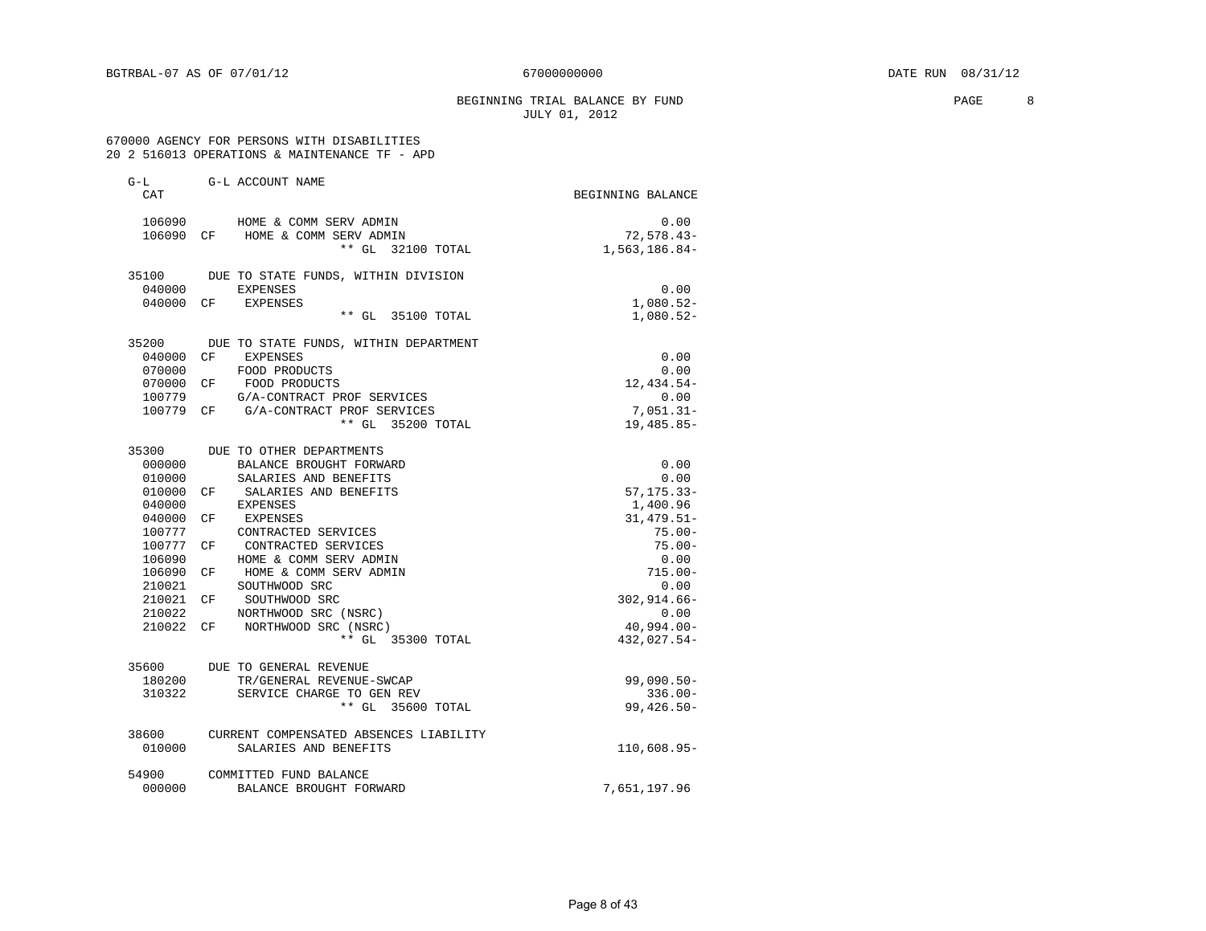BGTRBAL-07 AS OF 07/01/12 67000000000 DATE RUN 08/31/12

BEGINNING TRIAL BALANCE BY FUND
JULY 01, 2012

670000 AGENCY FOR PERSONS WITH DISABILITIES
20 2 516013 OPERATIONS & MAINTENANCE TF - APD

| G-L CAT | | G-L ACCOUNT NAME | BEGINNING BALANCE |
|---|---|---|---|
| 106090 | | HOME & COMM SERV ADMIN | 0.00 |
| 106090 | CF | HOME & COMM SERV ADMIN | 72,578.43- |
| | | ** GL 32100 TOTAL | 1,563,186.84- |
| 35100 | | DUE TO STATE FUNDS, WITHIN DIVISION | |
| 040000 | | EXPENSES | 0.00 |
| 040000 | CF | EXPENSES | 1,080.52- |
| | | ** GL 35100 TOTAL | 1,080.52- |
| 35200 | | DUE TO STATE FUNDS, WITHIN DEPARTMENT | |
| 040000 | CF | EXPENSES | 0.00 |
| 070000 | | FOOD PRODUCTS | 0.00 |
| 070000 | CF | FOOD PRODUCTS | 12,434.54- |
| 100779 | | G/A-CONTRACT PROF SERVICES | 0.00 |
| 100779 | CF | G/A-CONTRACT PROF SERVICES | 7,051.31- |
| | | ** GL 35200 TOTAL | 19,485.85- |
| 35300 | | DUE TO OTHER DEPARTMENTS | |
| 000000 | | BALANCE BROUGHT FORWARD | 0.00 |
| 010000 | | SALARIES AND BENEFITS | 0.00 |
| 010000 | CF | SALARIES AND BENEFITS | 57,175.33- |
| 040000 | | EXPENSES | 1,400.96 |
| 040000 | CF | EXPENSES | 31,479.51- |
| 100777 | | CONTRACTED SERVICES | 75.00- |
| 100777 | CF | CONTRACTED SERVICES | 75.00- |
| 106090 | | HOME & COMM SERV ADMIN | 0.00 |
| 106090 | CF | HOME & COMM SERV ADMIN | 715.00- |
| 210021 | | SOUTHWOOD SRC | 0.00 |
| 210021 | CF | SOUTHWOOD SRC | 302,914.66- |
| 210022 | | NORTHWOOD SRC (NSRC) | 0.00 |
| 210022 | CF | NORTHWOOD SRC (NSRC) | 40,994.00- |
| | | ** GL 35300 TOTAL | 432,027.54- |
| 35600 | | DUE TO GENERAL REVENUE | |
| 180200 | | TR/GENERAL REVENUE-SWCAP | 99,090.50- |
| 310322 | | SERVICE CHARGE TO GEN REV | 336.00- |
| | | ** GL 35600 TOTAL | 99,426.50- |
| 38600 | | CURRENT COMPENSATED ABSENCES LIABILITY | |
| 010000 | | SALARIES AND BENEFITS | 110,608.95- |
| 54900 | | COMMITTED FUND BALANCE | |
| 000000 | | BALANCE BROUGHT FORWARD | 7,651,197.96 |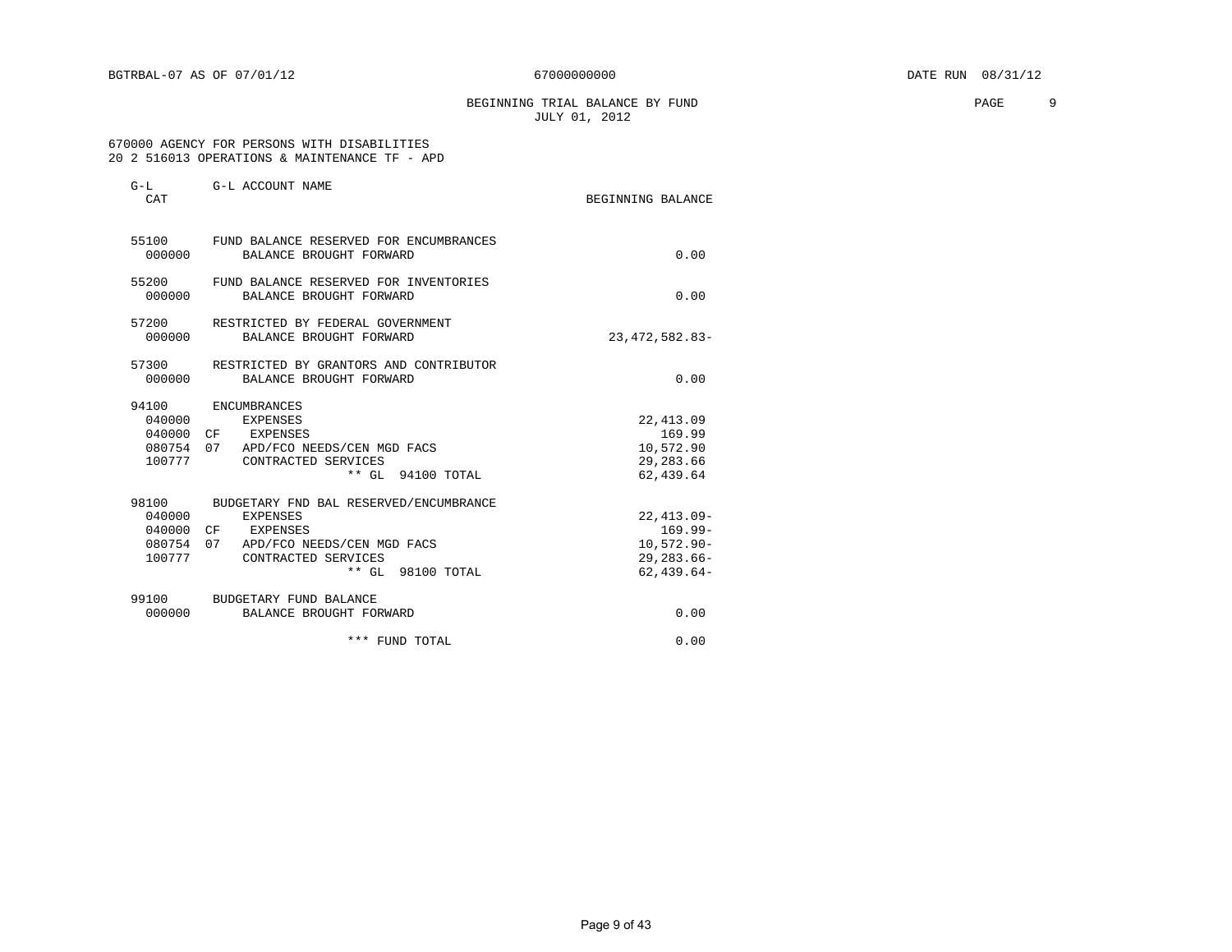BGTRBAL-07 AS OF 07/01/12 67000000000 DATE RUN 08/31/12

BEGINNING TRIAL BALANCE BY FUND
JULY 01, 2012

670000 AGENCY FOR PERSONS WITH DISABILITIES
20 2 516013 OPERATIONS & MAINTENANCE TF - APD

| G-L CAT | | G-L ACCOUNT NAME | BEGINNING BALANCE |
|---|---|---|---|
| 55100 | | FUND BALANCE RESERVED FOR ENCUMBRANCES | |
| 000000 | | BALANCE BROUGHT FORWARD | 0.00 |
| 55200 | | FUND BALANCE RESERVED FOR INVENTORIES | |
| 000000 | | BALANCE BROUGHT FORWARD | 0.00 |
| 57200 | | RESTRICTED BY FEDERAL GOVERNMENT | |
| 000000 | | BALANCE BROUGHT FORWARD | 23,472,582.83- |
| 57300 | | RESTRICTED BY GRANTORS AND CONTRIBUTOR | |
| 000000 | | BALANCE BROUGHT FORWARD | 0.00 |
| 94100 | | ENCUMBRANCES | |
| 040000 | | EXPENSES | 22,413.09 |
| 040000 | CF | EXPENSES | 169.99 |
| 080754 | 07 | APD/FCO NEEDS/CEN MGD FACS | 10,572.90 |
| 100777 | | CONTRACTED SERVICES | 29,283.66 |
| | | ** GL 94100 TOTAL | 62,439.64 |
| 98100 | | BUDGETARY FND BAL RESERVED/ENCUMBRANCE | |
| 040000 | | EXPENSES | 22,413.09- |
| 040000 | CF | EXPENSES | 169.99- |
| 080754 | 07 | APD/FCO NEEDS/CEN MGD FACS | 10,572.90- |
| 100777 | | CONTRACTED SERVICES | 29,283.66- |
| | | ** GL 98100 TOTAL | 62,439.64- |
| 99100 | | BUDGETARY FUND BALANCE | |
| 000000 | | BALANCE BROUGHT FORWARD | 0.00 |
| | | *** FUND TOTAL | 0.00 |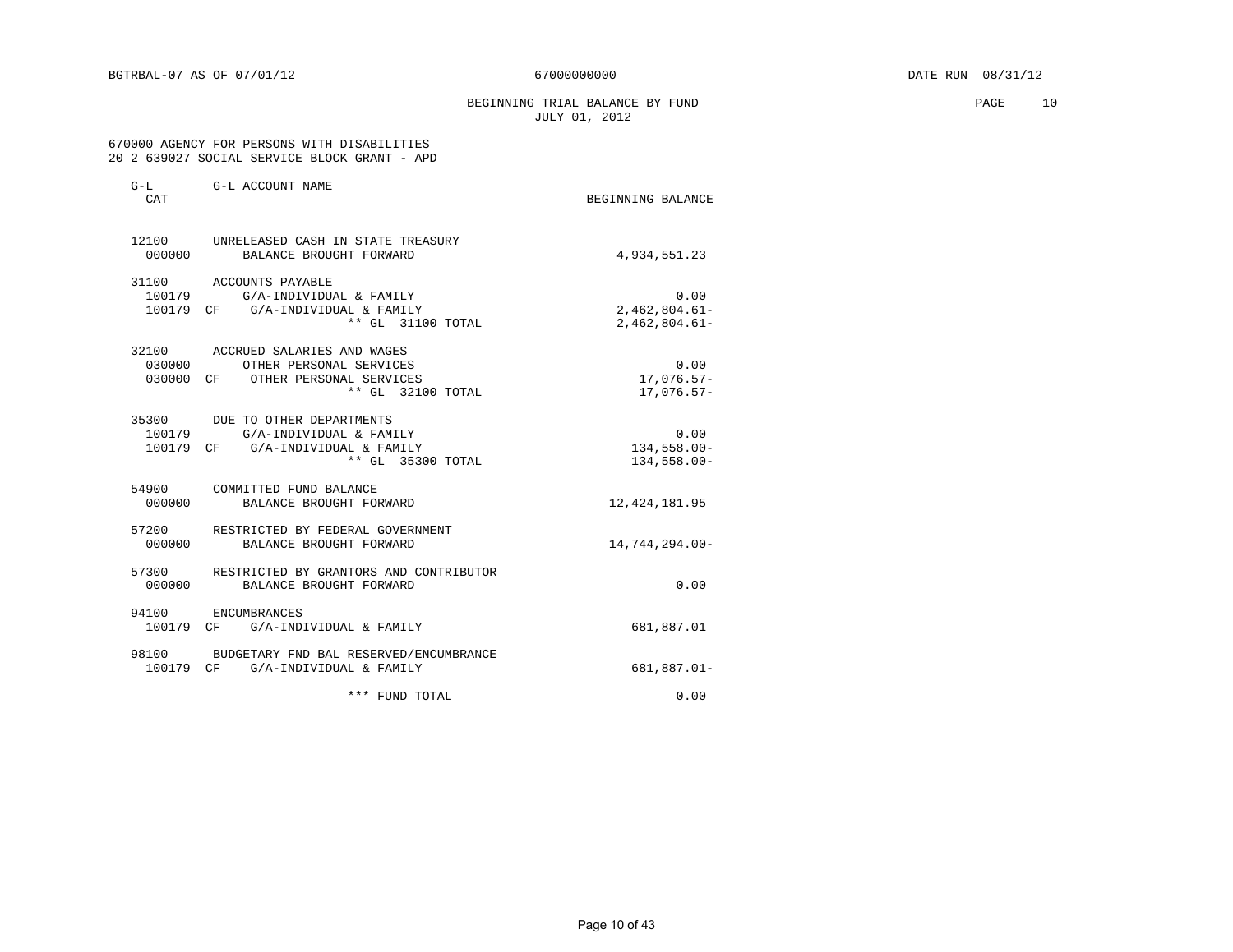BGTRBAL-07 AS OF 07/01/12 67000000000 DATE RUN 08/31/12

BEGINNING TRIAL BALANCE BY FUND
JULY 01, 2012

670000 AGENCY FOR PERSONS WITH DISABILITIES
20 2 639027 SOCIAL SERVICE BLOCK GRANT - APD

| G-L CAT | | G-L ACCOUNT NAME | BEGINNING BALANCE |
|---|---|---|---|
| 12100 | | UNRELEASED CASH IN STATE TREASURY | |
| 000000 | | BALANCE BROUGHT FORWARD | 4,934,551.23 |
| 31100 | | ACCOUNTS PAYABLE | |
| 100179 | | G/A-INDIVIDUAL & FAMILY | 0.00 |
| 100179 | CF | G/A-INDIVIDUAL & FAMILY | 2,462,804.61- |
| | | ** GL 31100 TOTAL | 2,462,804.61- |
| 32100 | | ACCRUED SALARIES AND WAGES | |
| 030000 | | OTHER PERSONAL SERVICES | 0.00 |
| 030000 | CF | OTHER PERSONAL SERVICES | 17,076.57- |
| | | ** GL 32100 TOTAL | 17,076.57- |
| 35300 | | DUE TO OTHER DEPARTMENTS | |
| 100179 | | G/A-INDIVIDUAL & FAMILY | 0.00 |
| 100179 | CF | G/A-INDIVIDUAL & FAMILY | 134,558.00- |
| | | ** GL 35300 TOTAL | 134,558.00- |
| 54900 | | COMMITTED FUND BALANCE | |
| 000000 | | BALANCE BROUGHT FORWARD | 12,424,181.95 |
| 57200 | | RESTRICTED BY FEDERAL GOVERNMENT | |
| 000000 | | BALANCE BROUGHT FORWARD | 14,744,294.00- |
| 57300 | | RESTRICTED BY GRANTORS AND CONTRIBUTOR | |
| 000000 | | BALANCE BROUGHT FORWARD | 0.00 |
| 94100 | | ENCUMBRANCES | |
| 100179 | CF | G/A-INDIVIDUAL & FAMILY | 681,887.01 |
| 98100 | | BUDGETARY FND BAL RESERVED/ENCUMBRANCE | |
| 100179 | CF | G/A-INDIVIDUAL & FAMILY | 681,887.01- |
| | | *** FUND TOTAL | 0.00 |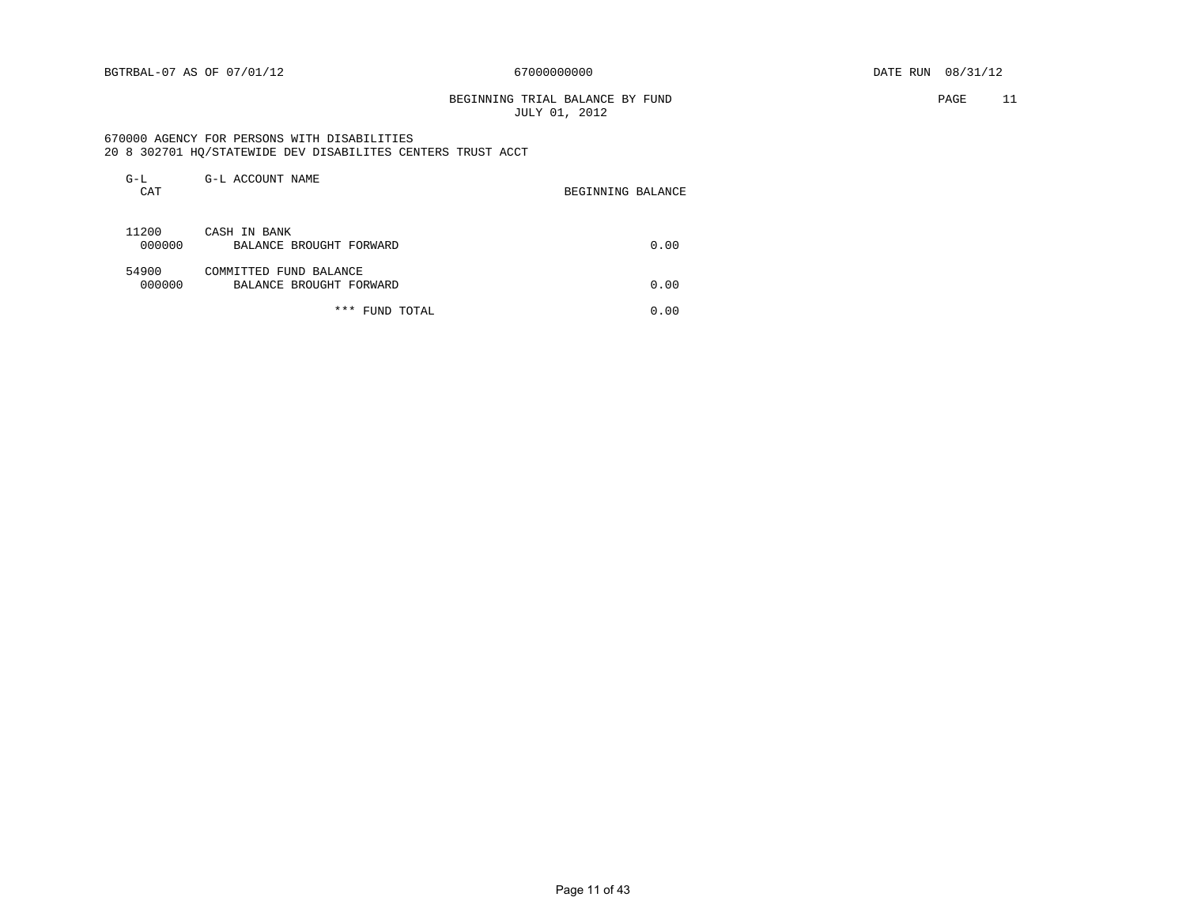BGTRBAL-07 AS OF 07/01/12 67000000000 DATE RUN 08/31/12

BEGINNING TRIAL BALANCE BY FUND
JULY 01, 2012

670000 AGENCY FOR PERSONS WITH DISABILITIES
20 8 302701 HQ/STATEWIDE DEV DISABILITES CENTERS TRUST ACCT

| G-L CAT | G-L ACCOUNT NAME | BEGINNING BALANCE |
|---|---|---|
| 11200 | CASH IN BANK | |
| 000000 | BALANCE BROUGHT FORWARD | 0.00 |
| 54900 | COMMITTED FUND BALANCE | |
| 000000 | BALANCE BROUGHT FORWARD | 0.00 |
| | *** FUND TOTAL | 0.00 |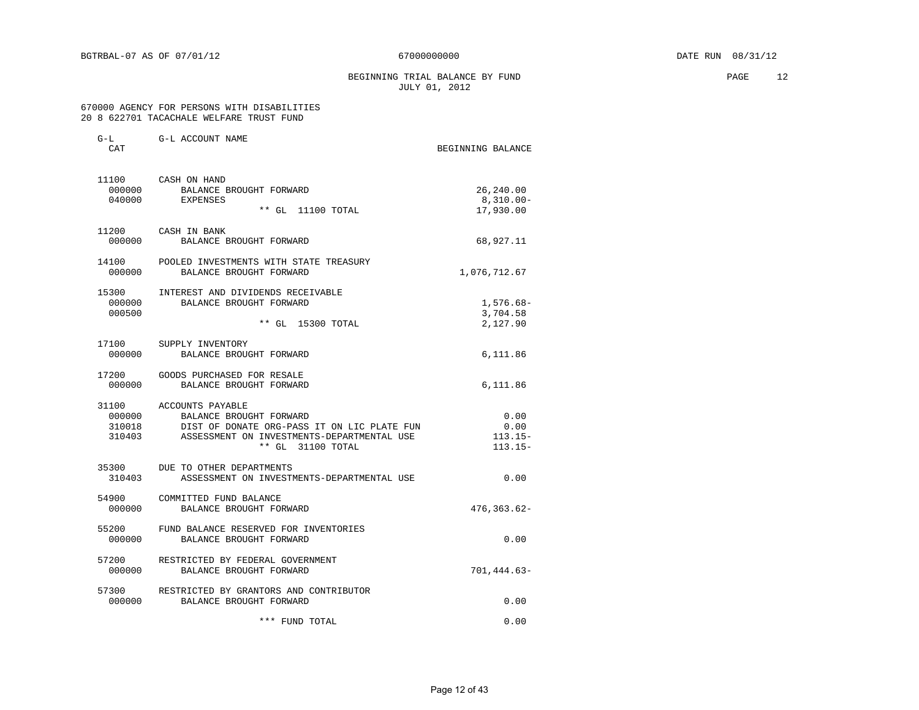BGTRBAL-07 AS OF 07/01/12 67000000000 DATE RUN 08/31/12

## BEGINNING TRIAL BALANCE BY FUND
JULY 01, 2012

670000 AGENCY FOR PERSONS WITH DISABILITIES
20 8 622701 TACACHALE WELFARE TRUST FUND

| G-L CAT | G-L ACCOUNT NAME | BEGINNING BALANCE |
|---|---|---|
| 11100 | CASH ON HAND | |
| 000000 | BALANCE BROUGHT FORWARD | 26,240.00 |
| 040000 | EXPENSES | 8,310.00- |
| | ** GL 11100 TOTAL | 17,930.00 |
| 11200 | CASH IN BANK | |
| 000000 | BALANCE BROUGHT FORWARD | 68,927.11 |
| 14100 | POOLED INVESTMENTS WITH STATE TREASURY | |
| 000000 | BALANCE BROUGHT FORWARD | 1,076,712.67 |
| 15300 | INTEREST AND DIVIDENDS RECEIVABLE | |
| 000000 | BALANCE BROUGHT FORWARD | 1,576.68- |
| 000500 | | 3,704.58 |
| | ** GL 15300 TOTAL | 2,127.90 |
| 17100 | SUPPLY INVENTORY | |
| 000000 | BALANCE BROUGHT FORWARD | 6,111.86 |
| 17200 | GOODS PURCHASED FOR RESALE | |
| 000000 | BALANCE BROUGHT FORWARD | 6,111.86 |
| 31100 | ACCOUNTS PAYABLE | |
| 000000 | BALANCE BROUGHT FORWARD | 0.00 |
| 310018 | DIST OF DONATE ORG-PASS IT ON LIC PLATE FUN | 0.00 |
| 310403 | ASSESSMENT ON INVESTMENTS-DEPARTMENTAL USE | 113.15- |
| | ** GL 31100 TOTAL | 113.15- |
| 35300 | DUE TO OTHER DEPARTMENTS | |
| 310403 | ASSESSMENT ON INVESTMENTS-DEPARTMENTAL USE | 0.00 |
| 54900 | COMMITTED FUND BALANCE | |
| 000000 | BALANCE BROUGHT FORWARD | 476,363.62- |
| 55200 | FUND BALANCE RESERVED FOR INVENTORIES | |
| 000000 | BALANCE BROUGHT FORWARD | 0.00 |
| 57200 | RESTRICTED BY FEDERAL GOVERNMENT | |
| 000000 | BALANCE BROUGHT FORWARD | 701,444.63- |
| 57300 | RESTRICTED BY GRANTORS AND CONTRIBUTOR | |
| 000000 | BALANCE BROUGHT FORWARD | 0.00 |
| | *** FUND TOTAL | 0.00 |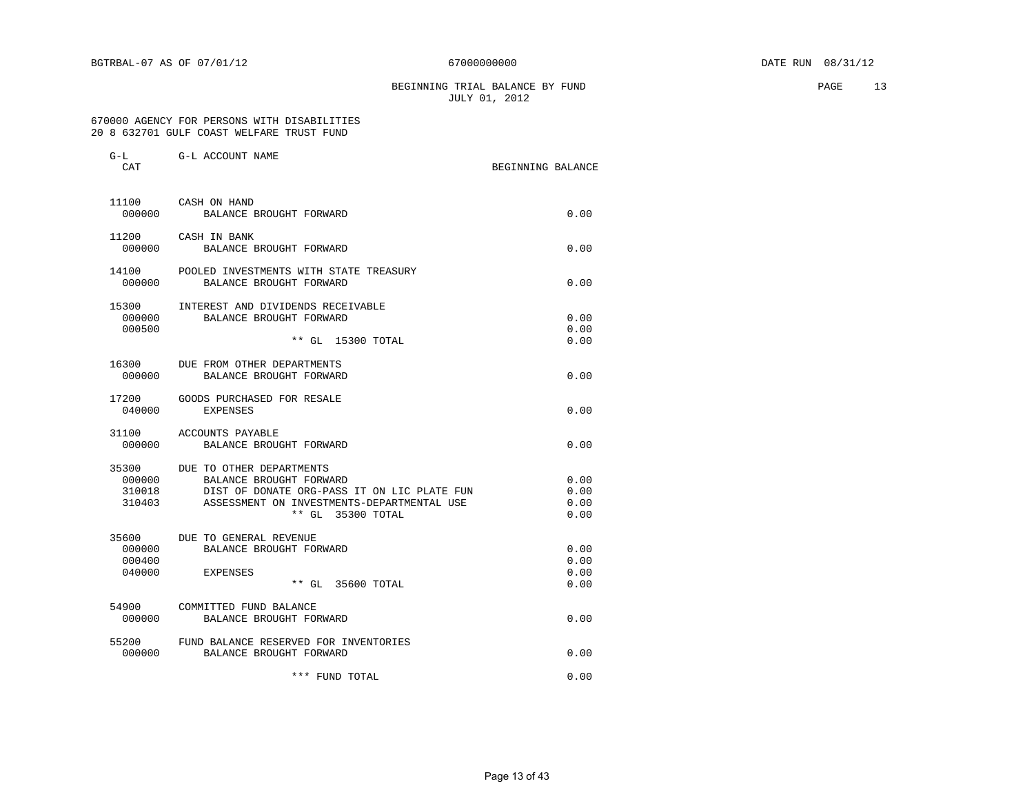BGTRBAL-07 AS OF 07/01/12 67000000000 DATE RUN 08/31/12

BEGINNING TRIAL BALANCE BY FUND
JULY 01, 2012

670000 AGENCY FOR PERSONS WITH DISABILITIES
20 8 632701 GULF COAST WELFARE TRUST FUND

| G-L CAT | G-L ACCOUNT NAME | BEGINNING BALANCE |
|---|---|---|
| 11100 | CASH ON HAND | |
| 000000 | BALANCE BROUGHT FORWARD | 0.00 |
| 11200 | CASH IN BANK | |
| 000000 | BALANCE BROUGHT FORWARD | 0.00 |
| 14100 | POOLED INVESTMENTS WITH STATE TREASURY | |
| 000000 | BALANCE BROUGHT FORWARD | 0.00 |
| 15300 | INTEREST AND DIVIDENDS RECEIVABLE | |
| 000000 | BALANCE BROUGHT FORWARD | 0.00 |
| 000500 | | 0.00 |
| | ** GL 15300 TOTAL | 0.00 |
| 16300 | DUE FROM OTHER DEPARTMENTS | |
| 000000 | BALANCE BROUGHT FORWARD | 0.00 |
| 17200 | GOODS PURCHASED FOR RESALE | |
| 040000 | EXPENSES | 0.00 |
| 31100 | ACCOUNTS PAYABLE | |
| 000000 | BALANCE BROUGHT FORWARD | 0.00 |
| 35300 | DUE TO OTHER DEPARTMENTS | |
| 000000 | BALANCE BROUGHT FORWARD | 0.00 |
| 310018 | DIST OF DONATE ORG-PASS IT ON LIC PLATE FUN | 0.00 |
| 310403 | ASSESSMENT ON INVESTMENTS-DEPARTMENTAL USE | 0.00 |
| | ** GL 35300 TOTAL | 0.00 |
| 35600 | DUE TO GENERAL REVENUE | |
| 000000 | BALANCE BROUGHT FORWARD | 0.00 |
| 000400 | | 0.00 |
| 040000 | EXPENSES | 0.00 |
| | ** GL 35600 TOTAL | 0.00 |
| 54900 | COMMITTED FUND BALANCE | |
| 000000 | BALANCE BROUGHT FORWARD | 0.00 |
| 55200 | FUND BALANCE RESERVED FOR INVENTORIES | |
| 000000 | BALANCE BROUGHT FORWARD | 0.00 |
| | *** FUND TOTAL | 0.00 |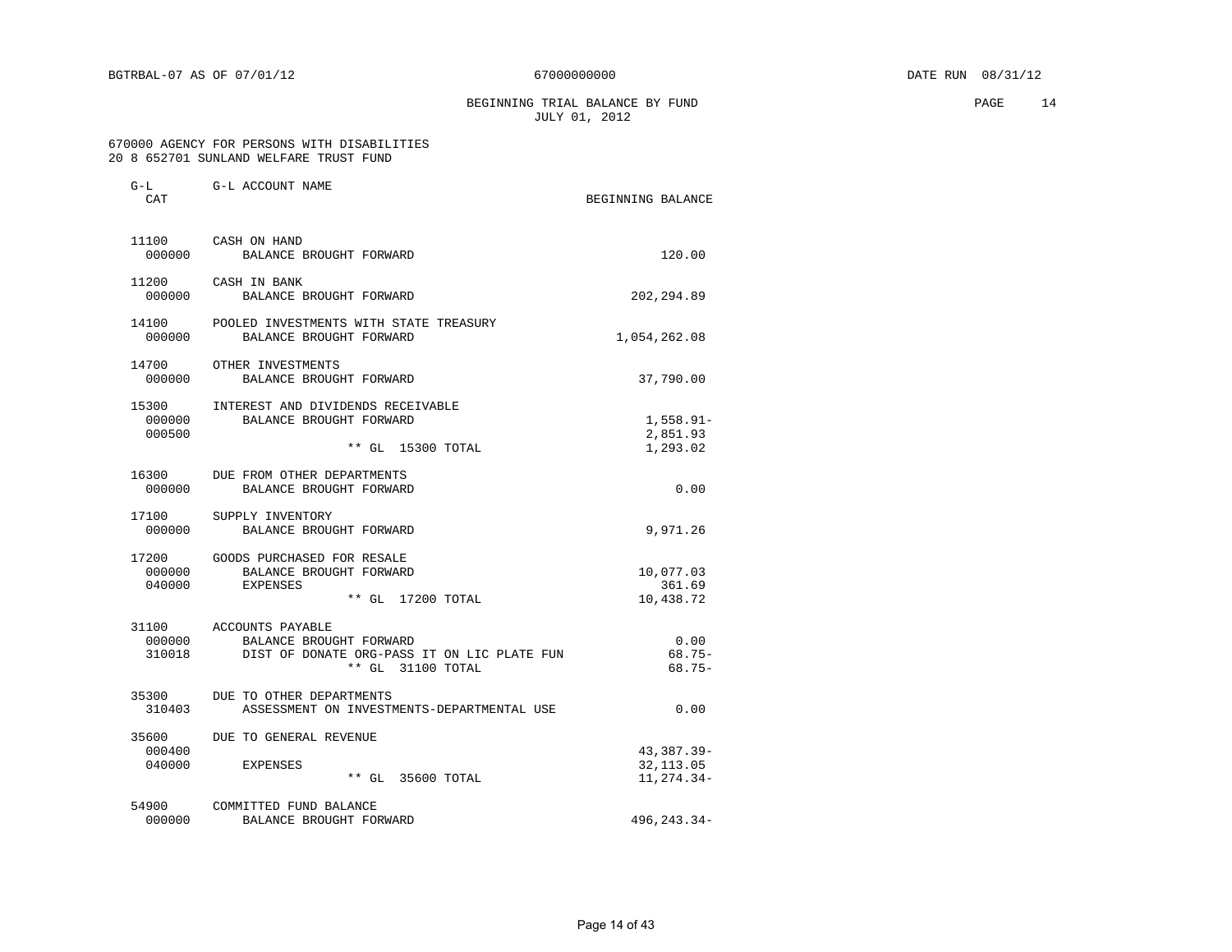BGTRBAL-07 AS OF 07/01/12 67000000000 DATE RUN 08/31/12

BEGINNING TRIAL BALANCE BY FUND
JULY 01, 2012

670000 AGENCY FOR PERSONS WITH DISABILITIES
20 8 652701 SUNLAND WELFARE TRUST FUND

| G-L CAT | G-L ACCOUNT NAME | BEGINNING BALANCE |
|---|---|---|
| 11100 | CASH ON HAND | |
| 000000 | BALANCE BROUGHT FORWARD | 120.00 |
| 11200 | CASH IN BANK | |
| 000000 | BALANCE BROUGHT FORWARD | 202,294.89 |
| 14100 | POOLED INVESTMENTS WITH STATE TREASURY | |
| 000000 | BALANCE BROUGHT FORWARD | 1,054,262.08 |
| 14700 | OTHER INVESTMENTS | |
| 000000 | BALANCE BROUGHT FORWARD | 37,790.00 |
| 15300 | INTEREST AND DIVIDENDS RECEIVABLE | |
| 000000 | BALANCE BROUGHT FORWARD | 1,558.91- |
| 000500 | | 2,851.93 |
| | ** GL 15300 TOTAL | 1,293.02 |
| 16300 | DUE FROM OTHER DEPARTMENTS | |
| 000000 | BALANCE BROUGHT FORWARD | 0.00 |
| 17100 | SUPPLY INVENTORY | |
| 000000 | BALANCE BROUGHT FORWARD | 9,971.26 |
| 17200 | GOODS PURCHASED FOR RESALE | |
| 000000 | BALANCE BROUGHT FORWARD | 10,077.03 |
| 040000 | EXPENSES | 361.69 |
| | ** GL 17200 TOTAL | 10,438.72 |
| 31100 | ACCOUNTS PAYABLE | |
| 000000 | BALANCE BROUGHT FORWARD | 0.00 |
| 310018 | DIST OF DONATE ORG-PASS IT ON LIC PLATE FUN | 68.75- |
| | ** GL 31100 TOTAL | 68.75- |
| 35300 | DUE TO OTHER DEPARTMENTS | |
| 310403 | ASSESSMENT ON INVESTMENTS-DEPARTMENTAL USE | 0.00 |
| 35600 | DUE TO GENERAL REVENUE | |
| 000400 | | 43,387.39- |
| 040000 | EXPENSES | 32,113.05 |
| | ** GL 35600 TOTAL | 11,274.34- |
| 54900 | COMMITTED FUND BALANCE | |
| 000000 | BALANCE BROUGHT FORWARD | 496,243.34- |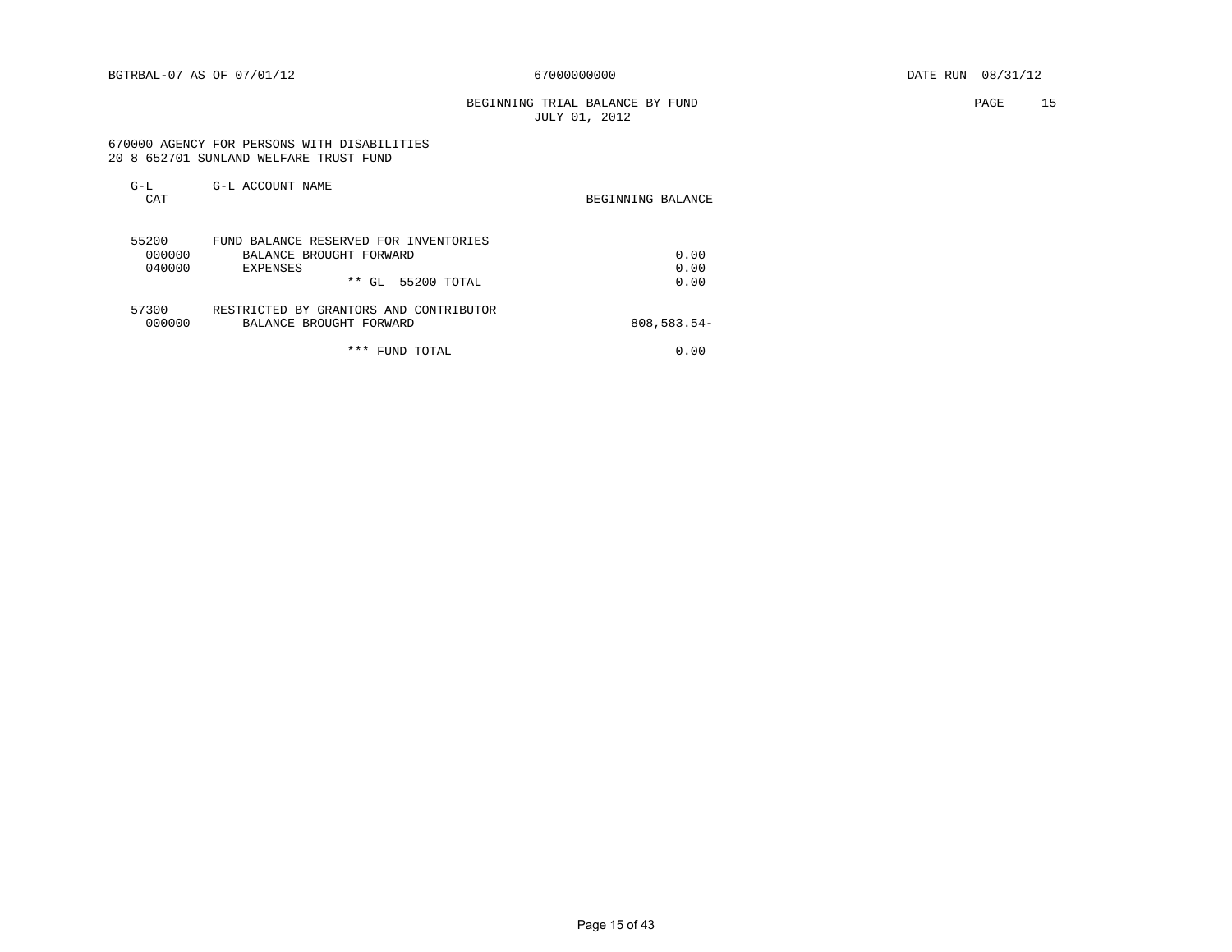BGTRBAL-07 AS OF 07/01/12 | 67000000000 | DATE RUN 08/31/12

BEGINNING TRIAL BALANCE BY FUND
JULY 01, 2012

670000 AGENCY FOR PERSONS WITH DISABILITIES
20 8 652701 SUNLAND WELFARE TRUST FUND

| G-L CAT | G-L ACCOUNT NAME | BEGINNING BALANCE |
|---|---|---|
| 55200 | FUND BALANCE RESERVED FOR INVENTORIES | |
| 000000 | BALANCE BROUGHT FORWARD | 0.00 |
| 040000 | EXPENSES | 0.00 |
| | ** GL 55200 TOTAL | 0.00 |
| 57300 | RESTRICTED BY GRANTORS AND CONTRIBUTOR | |
| 000000 | BALANCE BROUGHT FORWARD | 808,583.54- |
| | *** FUND TOTAL | 0.00 |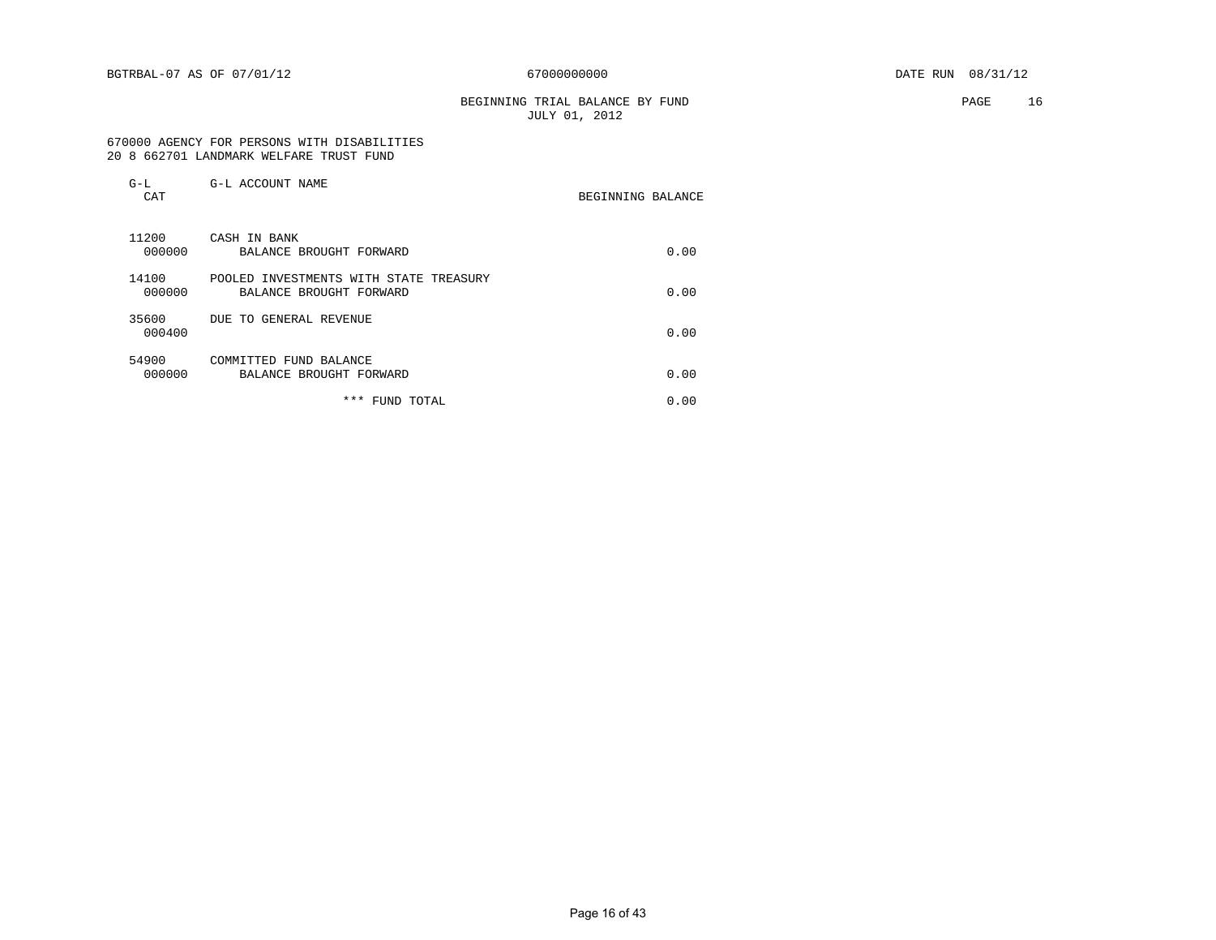BGTRBAL-07 AS OF 07/01/12 67000000000 DATE RUN 08/31/12

BEGINNING TRIAL BALANCE BY FUND
JULY 01, 2012

670000 AGENCY FOR PERSONS WITH DISABILITIES
20 8 662701 LANDMARK WELFARE TRUST FUND

| G-L CAT | G-L ACCOUNT NAME | BEGINNING BALANCE |
|---|---|---|
| 11200 | CASH IN BANK | |
| 000000 | BALANCE BROUGHT FORWARD | 0.00 |
| 14100 | POOLED INVESTMENTS WITH STATE TREASURY | |
| 000000 | BALANCE BROUGHT FORWARD | 0.00 |
| 35600 | DUE TO GENERAL REVENUE | |
| 000400 | | 0.00 |
| 54900 | COMMITTED FUND BALANCE | |
| 000000 | BALANCE BROUGHT FORWARD | 0.00 |
| | *** FUND TOTAL | 0.00 |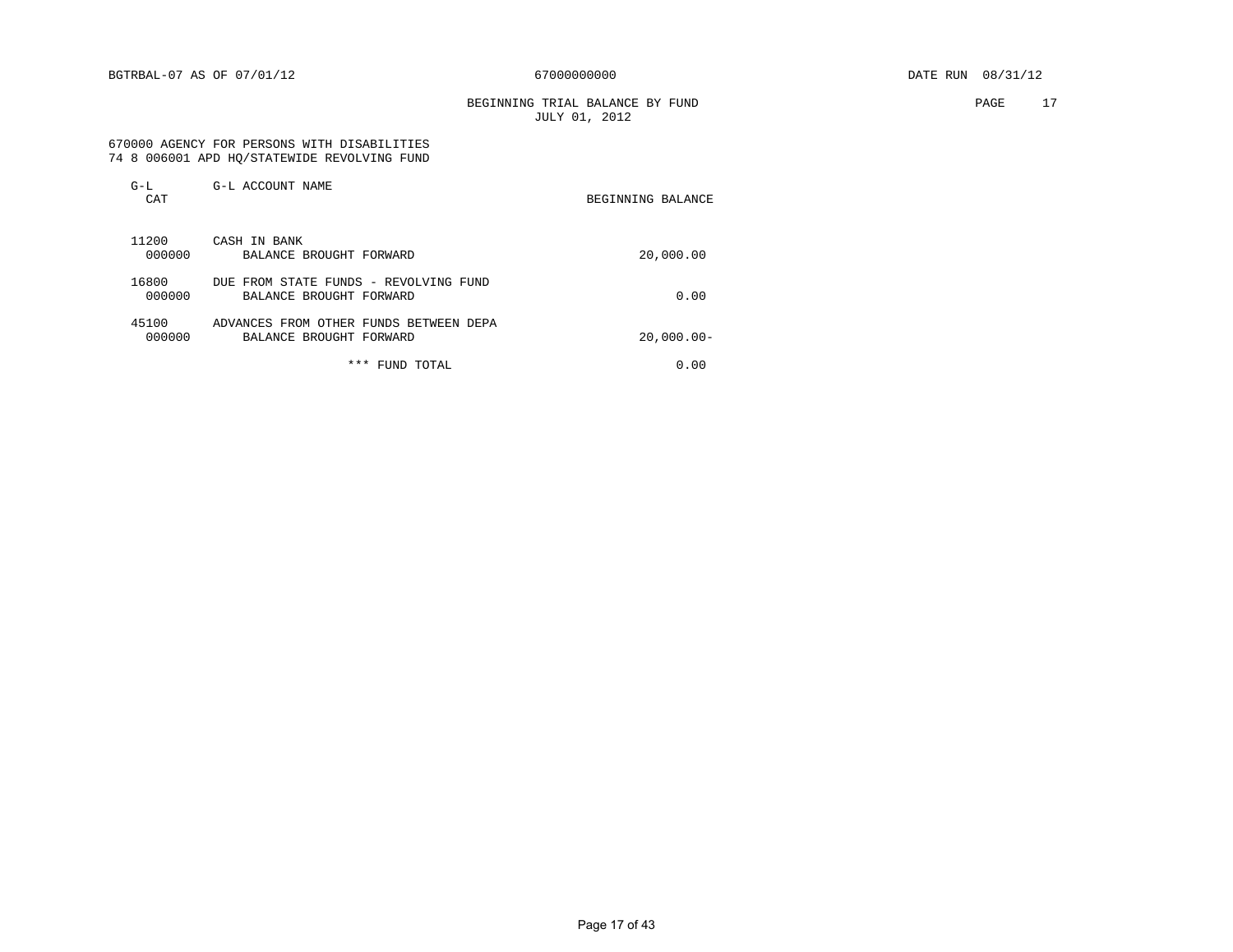BGTRBAL-07 AS OF 07/01/12 67000000000 DATE RUN 08/31/12

BEGINNING TRIAL BALANCE BY FUND
JULY 01, 2012

670000 AGENCY FOR PERSONS WITH DISABILITIES
74 8 006001 APD HQ/STATEWIDE REVOLVING FUND

| G-L CAT | G-L ACCOUNT NAME | BEGINNING BALANCE |
|---|---|---|
| 11200 | CASH IN BANK | |
| 000000 | BALANCE BROUGHT FORWARD | 20,000.00 |
| 16800 | DUE FROM STATE FUNDS - REVOLVING FUND | |
| 000000 | BALANCE BROUGHT FORWARD | 0.00 |
| 45100 | ADVANCES FROM OTHER FUNDS BETWEEN DEPA | |
| 000000 | BALANCE BROUGHT FORWARD | 20,000.00- |
| | *** FUND TOTAL | 0.00 |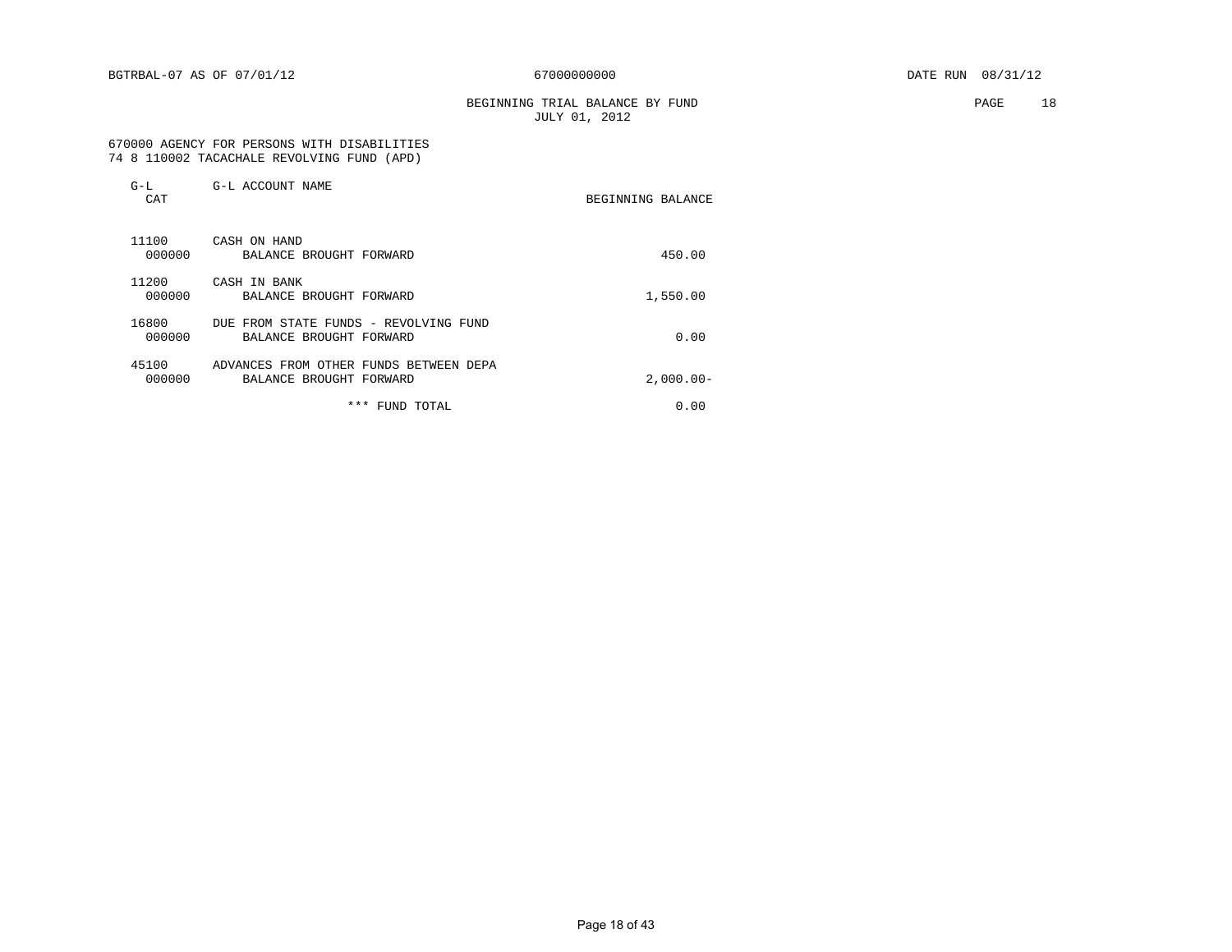BGTRBAL-07 AS OF 07/01/12 67000000000 DATE RUN 08/31/12

BEGINNING TRIAL BALANCE BY FUND
JULY 01, 2012

670000 AGENCY FOR PERSONS WITH DISABILITIES
74 8 110002 TACACHALE REVOLVING FUND (APD)

| G-L CAT | G-L ACCOUNT NAME | BEGINNING BALANCE |
|---|---|---|
| 11100 | CASH ON HAND | |
| 000000 | BALANCE BROUGHT FORWARD | 450.00 |
| 11200 | CASH IN BANK | |
| 000000 | BALANCE BROUGHT FORWARD | 1,550.00 |
| 16800 | DUE FROM STATE FUNDS - REVOLVING FUND | |
| 000000 | BALANCE BROUGHT FORWARD | 0.00 |
| 45100 | ADVANCES FROM OTHER FUNDS BETWEEN DEPA | |
| 000000 | BALANCE BROUGHT FORWARD | 2,000.00- |
| | *** FUND TOTAL | 0.00 |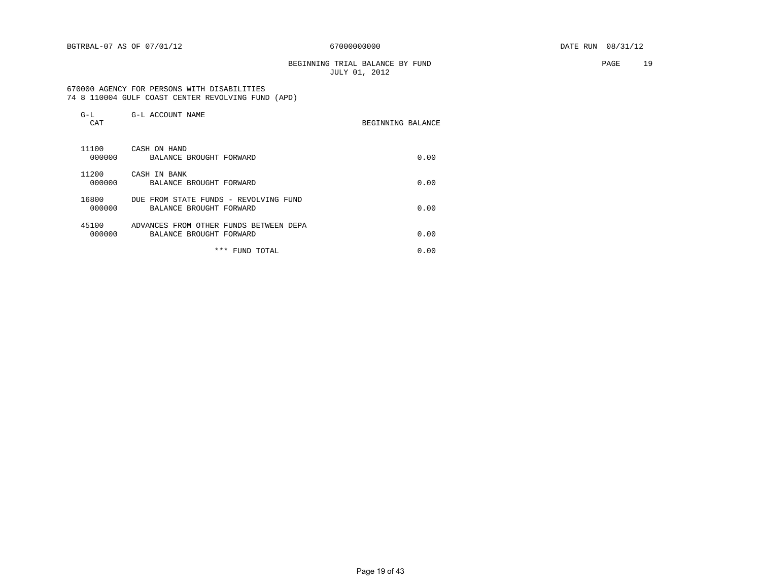BGTRBAL-07 AS OF 07/01/12 67000000000 DATE RUN 08/31/12

BEGINNING TRIAL BALANCE BY FUND
JULY 01, 2012

670000 AGENCY FOR PERSONS WITH DISABILITIES
74 8 110004 GULF COAST CENTER REVOLVING FUND (APD)

| G-L CAT | G-L ACCOUNT NAME | BEGINNING BALANCE |
|---|---|---|
| 11100 | CASH ON HAND | |
| 000000 | BALANCE BROUGHT FORWARD | 0.00 |
| 11200 | CASH IN BANK | |
| 000000 | BALANCE BROUGHT FORWARD | 0.00 |
| 16800 | DUE FROM STATE FUNDS - REVOLVING FUND | |
| 000000 | BALANCE BROUGHT FORWARD | 0.00 |
| 45100 | ADVANCES FROM OTHER FUNDS BETWEEN DEPA | |
| 000000 | BALANCE BROUGHT FORWARD | 0.00 |
| | *** FUND TOTAL | 0.00 |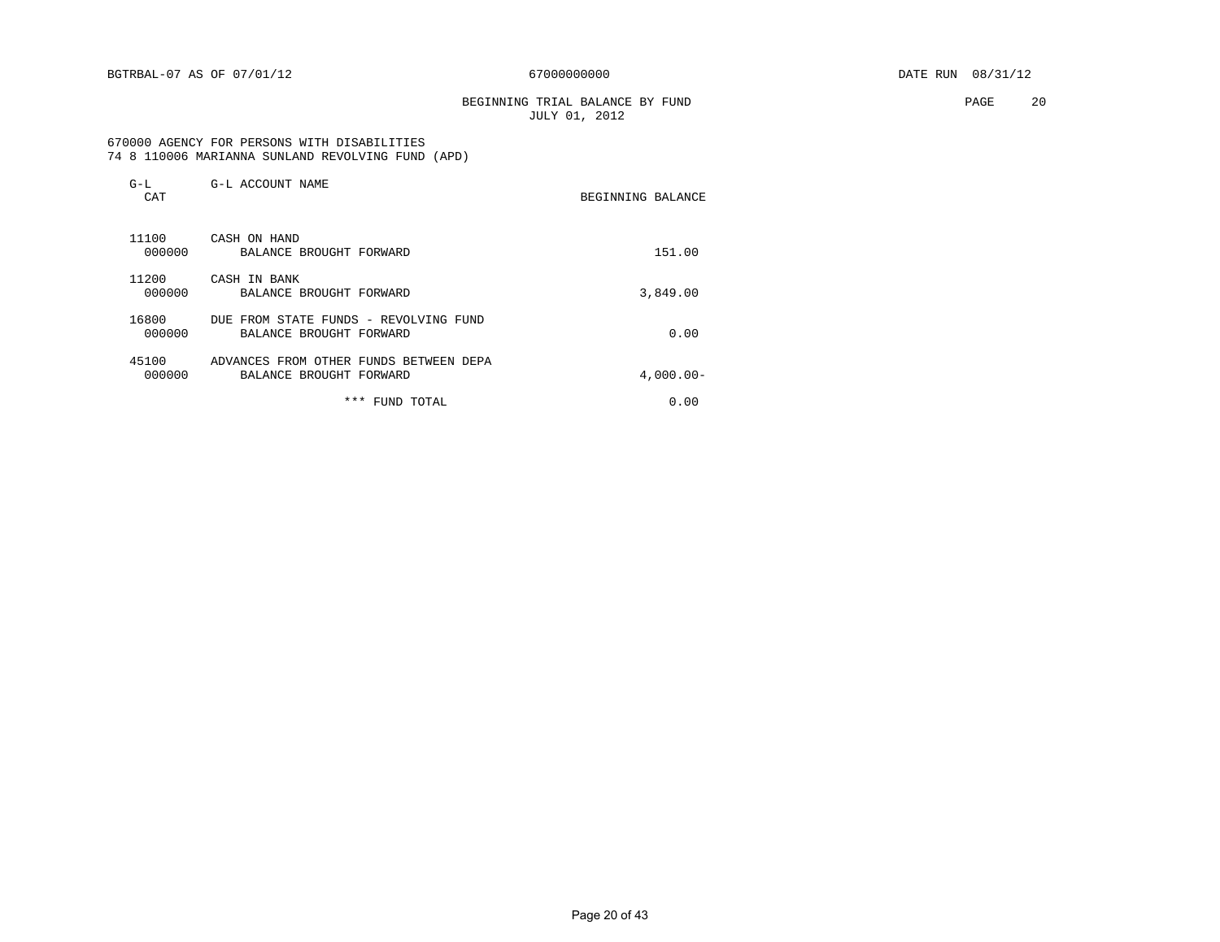BGTRBAL-07 AS OF 07/01/12 67000000000 DATE RUN 08/31/12

BEGINNING TRIAL BALANCE BY FUND
JULY 01, 2012

670000 AGENCY FOR PERSONS WITH DISABILITIES
74 8 110006 MARIANNA SUNLAND REVOLVING FUND (APD)

| G-L CAT | G-L ACCOUNT NAME | BEGINNING BALANCE |
|---|---|---|
| 11100 | CASH ON HAND | |
| 000000 | BALANCE BROUGHT FORWARD | 151.00 |
| 11200 | CASH IN BANK | |
| 000000 | BALANCE BROUGHT FORWARD | 3,849.00 |
| 16800 | DUE FROM STATE FUNDS - REVOLVING FUND | |
| 000000 | BALANCE BROUGHT FORWARD | 0.00 |
| 45100 | ADVANCES FROM OTHER FUNDS BETWEEN DEPA | |
| 000000 | BALANCE BROUGHT FORWARD | 4,000.00- |
| | *** FUND TOTAL | 0.00 |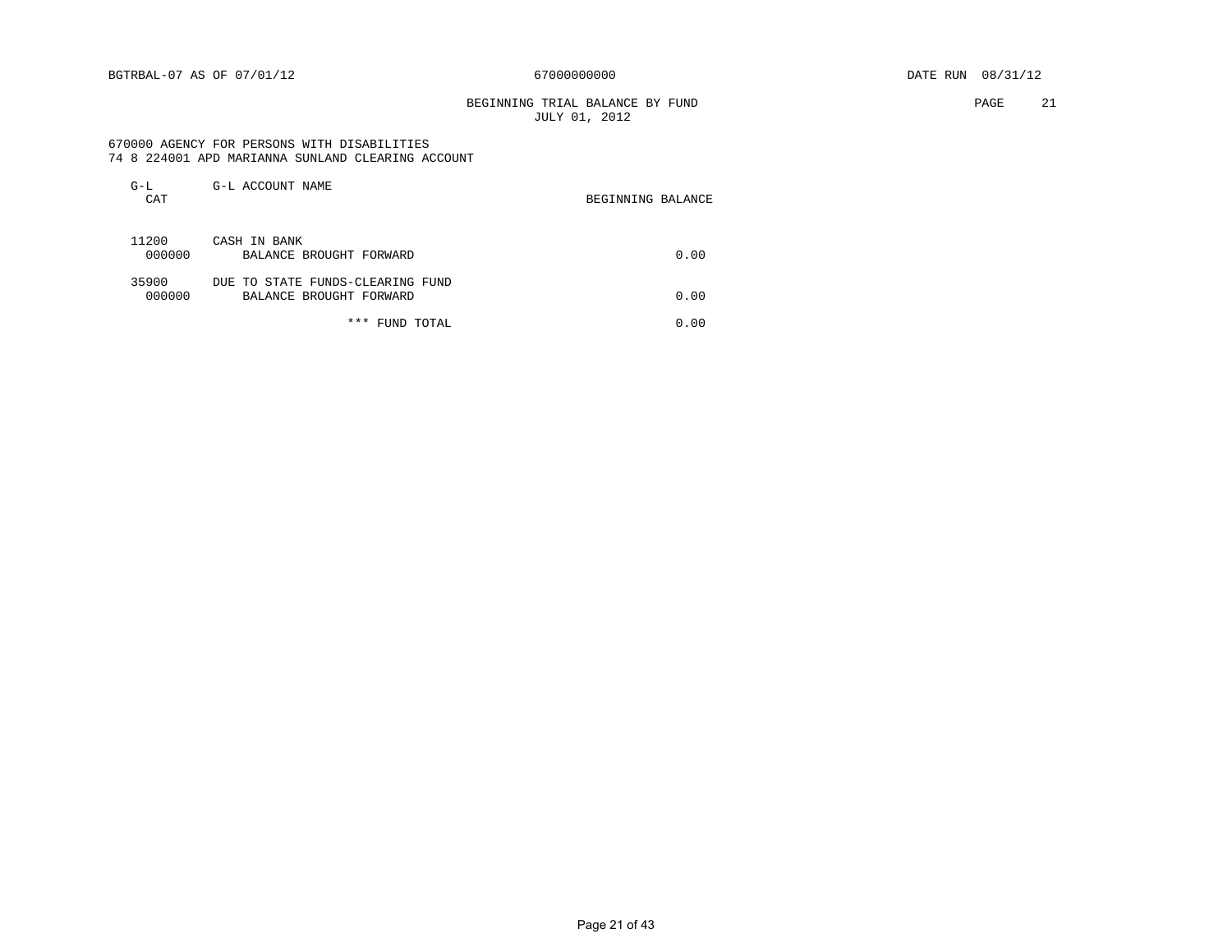BGTRBAL-07 AS OF 07/01/12 67000000000 DATE RUN 08/31/12

BEGINNING TRIAL BALANCE BY FUND
JULY 01, 2012

670000 AGENCY FOR PERSONS WITH DISABILITIES
74 8 224001 APD MARIANNA SUNLAND CLEARING ACCOUNT

| G-L CAT | G-L ACCOUNT NAME | BEGINNING BALANCE |
|---|---|---|
| 11200 | CASH IN BANK | |
| 000000 | BALANCE BROUGHT FORWARD | 0.00 |
| 35900 | DUE TO STATE FUNDS-CLEARING FUND | |
| 000000 | BALANCE BROUGHT FORWARD | 0.00 |
| | *** FUND TOTAL | 0.00 |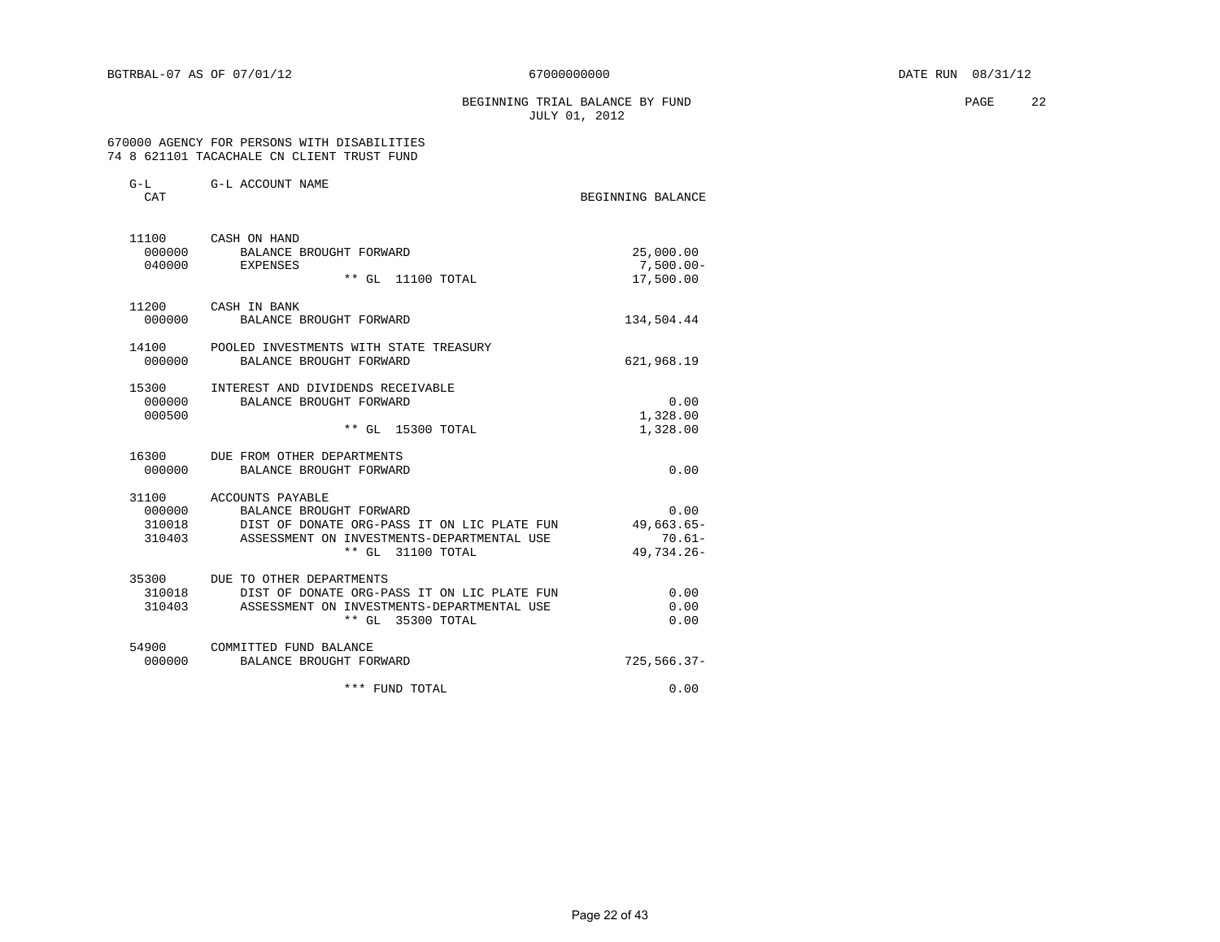BGTRBAL-07 AS OF 07/01/12 67000000000 DATE RUN 08/31/12

BEGINNING TRIAL BALANCE BY FUND
JULY 01, 2012

670000 AGENCY FOR PERSONS WITH DISABILITIES
74 8 621101 TACACHALE CN CLIENT TRUST FUND

| G-L CAT | G-L ACCOUNT NAME | BEGINNING BALANCE |
|---|---|---|
| 11100 | CASH ON HAND | |
| 000000 | BALANCE BROUGHT FORWARD | 25,000.00 |
| 040000 | EXPENSES | 7,500.00- |
| | ** GL 11100 TOTAL | 17,500.00 |
| 11200 | CASH IN BANK | |
| 000000 | BALANCE BROUGHT FORWARD | 134,504.44 |
| 14100 | POOLED INVESTMENTS WITH STATE TREASURY | |
| 000000 | BALANCE BROUGHT FORWARD | 621,968.19 |
| 15300 | INTEREST AND DIVIDENDS RECEIVABLE | |
| 000000 | BALANCE BROUGHT FORWARD | 0.00 |
| 000500 | | 1,328.00 |
| | ** GL 15300 TOTAL | 1,328.00 |
| 16300 | DUE FROM OTHER DEPARTMENTS | |
| 000000 | BALANCE BROUGHT FORWARD | 0.00 |
| 31100 | ACCOUNTS PAYABLE | |
| 000000 | BALANCE BROUGHT FORWARD | 0.00 |
| 310018 | DIST OF DONATE ORG-PASS IT ON LIC PLATE FUN | 49,663.65- |
| 310403 | ASSESSMENT ON INVESTMENTS-DEPARTMENTAL USE | 70.61- |
| | ** GL 31100 TOTAL | 49,734.26- |
| 35300 | DUE TO OTHER DEPARTMENTS | |
| 310018 | DIST OF DONATE ORG-PASS IT ON LIC PLATE FUN | 0.00 |
| 310403 | ASSESSMENT ON INVESTMENTS-DEPARTMENTAL USE | 0.00 |
| | ** GL 35300 TOTAL | 0.00 |
| 54900 | COMMITTED FUND BALANCE | |
| 000000 | BALANCE BROUGHT FORWARD | 725,566.37- |
| | *** FUND TOTAL | 0.00 |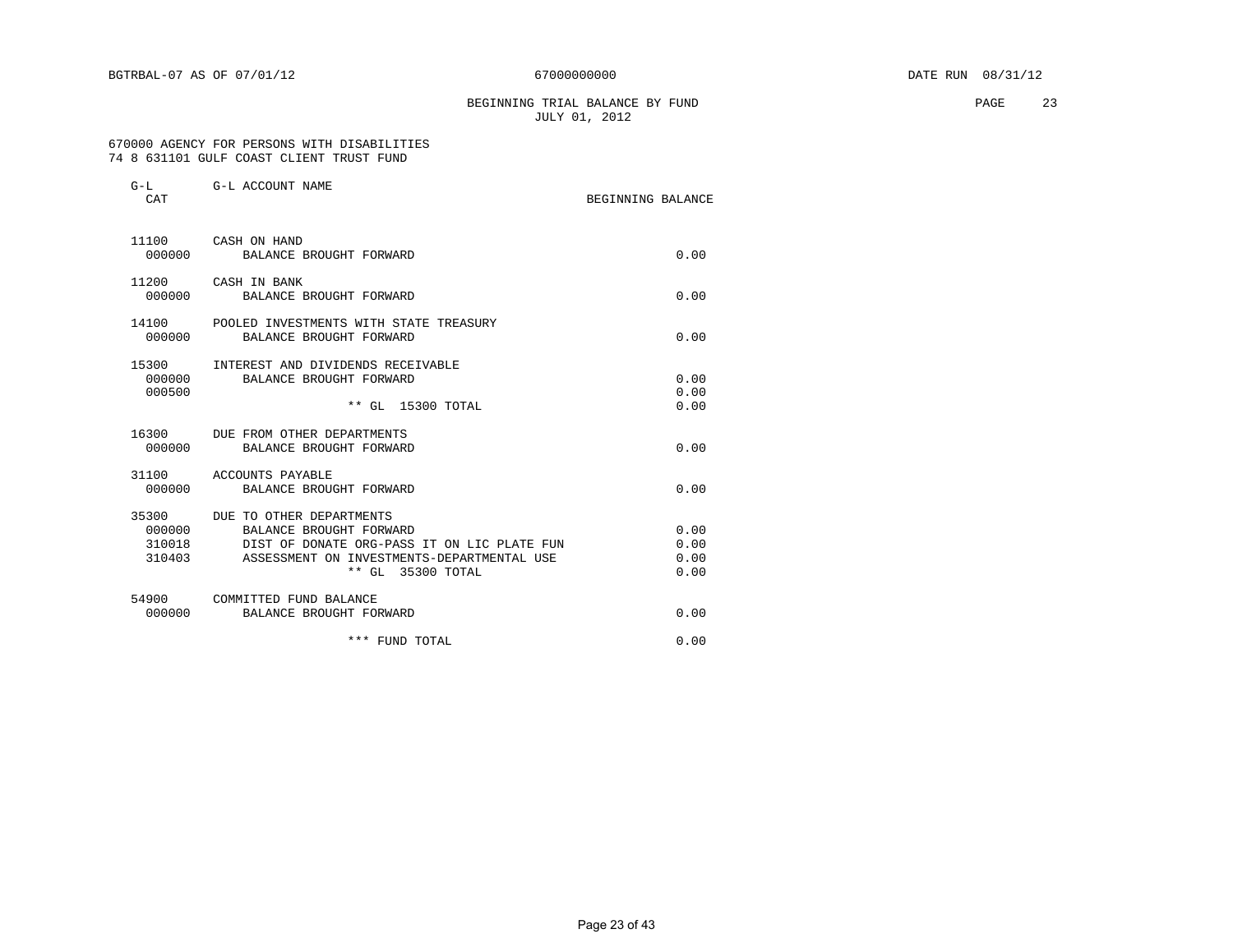BGTRBAL-07 AS OF 07/01/12 &nbsp;&nbsp;&nbsp; 67000000000 &nbsp;&nbsp;&nbsp; DATE RUN 08/31/12

# BEGINNING TRIAL BALANCE BY FUND
JULY 01, 2012

670000 AGENCY FOR PERSONS WITH DISABILITIES
74 8 631101 GULF COAST CLIENT TRUST FUND

| G-L CAT | G-L ACCOUNT NAME | BEGINNING BALANCE |
|---|---|---|
| 11100 | CASH ON HAND | |
| 000000 | BALANCE BROUGHT FORWARD | 0.00 |
| 11200 | CASH IN BANK | |
| 000000 | BALANCE BROUGHT FORWARD | 0.00 |
| 14100 | POOLED INVESTMENTS WITH STATE TREASURY | |
| 000000 | BALANCE BROUGHT FORWARD | 0.00 |
| 15300 | INTEREST AND DIVIDENDS RECEIVABLE | |
| 000000 | BALANCE BROUGHT FORWARD | 0.00 |
| 000500 | | 0.00 |
| | ** GL 15300 TOTAL | 0.00 |
| 16300 | DUE FROM OTHER DEPARTMENTS | |
| 000000 | BALANCE BROUGHT FORWARD | 0.00 |
| 31100 | ACCOUNTS PAYABLE | |
| 000000 | BALANCE BROUGHT FORWARD | 0.00 |
| 35300 | DUE TO OTHER DEPARTMENTS | |
| 000000 | BALANCE BROUGHT FORWARD | 0.00 |
| 310018 | DIST OF DONATE ORG-PASS IT ON LIC PLATE FUN | 0.00 |
| 310403 | ASSESSMENT ON INVESTMENTS-DEPARTMENTAL USE | 0.00 |
| | ** GL 35300 TOTAL | 0.00 |
| 54900 | COMMITTED FUND BALANCE | |
| 000000 | BALANCE BROUGHT FORWARD | 0.00 |
| | *** FUND TOTAL | 0.00 |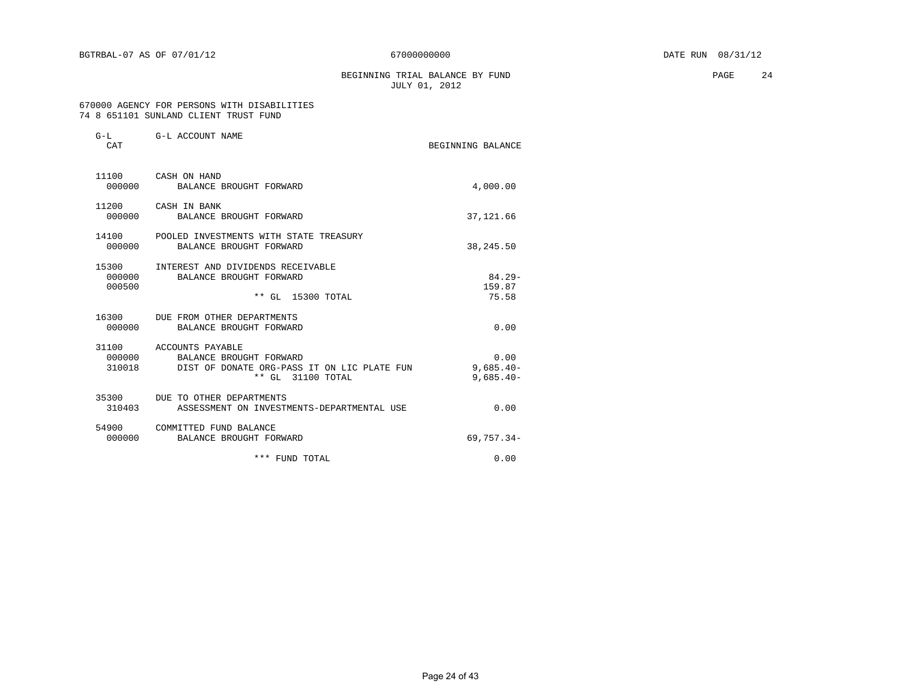BGTRBAL-07 AS OF 07/01/12 67000000000 DATE RUN 08/31/12

BEGINNING TRIAL BALANCE BY FUND
JULY 01, 2012

670000 AGENCY FOR PERSONS WITH DISABILITIES
74 8 651101 SUNLAND CLIENT TRUST FUND

| G-L CAT | G-L ACCOUNT NAME | BEGINNING BALANCE |
|---|---|---|
| 11100 | CASH ON HAND | |
| 000000 | BALANCE BROUGHT FORWARD | 4,000.00 |
| 11200 | CASH IN BANK | |
| 000000 | BALANCE BROUGHT FORWARD | 37,121.66 |
| 14100 | POOLED INVESTMENTS WITH STATE TREASURY | |
| 000000 | BALANCE BROUGHT FORWARD | 38,245.50 |
| 15300 | INTEREST AND DIVIDENDS RECEIVABLE | |
| 000000 | BALANCE BROUGHT FORWARD | 84.29- |
| 000500 | | 159.87 |
| | ** GL 15300 TOTAL | 75.58 |
| 16300 | DUE FROM OTHER DEPARTMENTS | |
| 000000 | BALANCE BROUGHT FORWARD | 0.00 |
| 31100 | ACCOUNTS PAYABLE | |
| 000000 | BALANCE BROUGHT FORWARD | 0.00 |
| 310018 | DIST OF DONATE ORG-PASS IT ON LIC PLATE FUN | 9,685.40- |
| | ** GL 31100 TOTAL | 9,685.40- |
| 35300 | DUE TO OTHER DEPARTMENTS | |
| 310403 | ASSESSMENT ON INVESTMENTS-DEPARTMENTAL USE | 0.00 |
| 54900 | COMMITTED FUND BALANCE | |
| 000000 | BALANCE BROUGHT FORWARD | 69,757.34- |
| | *** FUND TOTAL | 0.00 |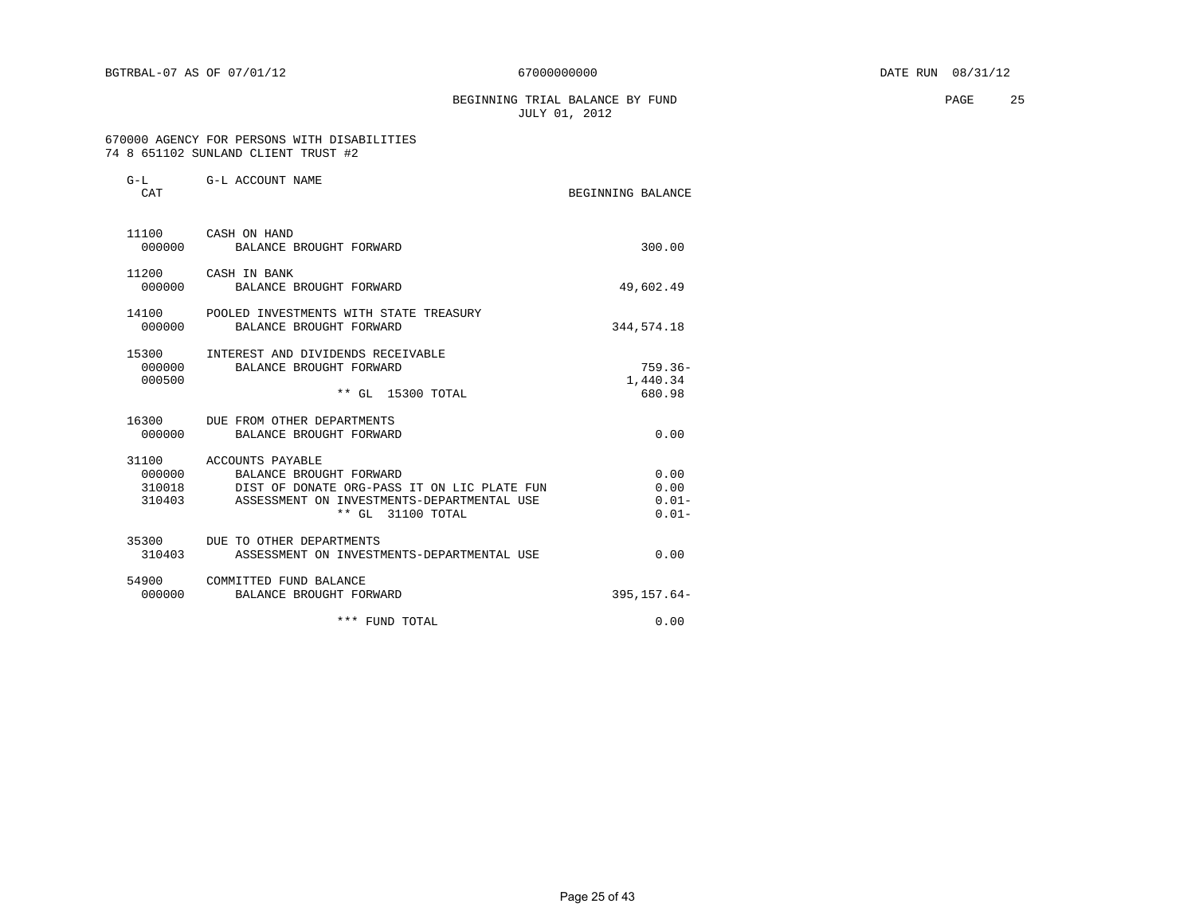BGTRBAL-07 AS OF 07/01/12 67000000000 DATE RUN 08/31/12

# BEGINNING TRIAL BALANCE BY FUND
JULY 01, 2012

670000 AGENCY FOR PERSONS WITH DISABILITIES
74 8 651102 SUNLAND CLIENT TRUST #2

| G-L CAT | G-L ACCOUNT NAME | BEGINNING BALANCE |
|---|---|---|
| 11100 | CASH ON HAND | |
| 000000 | BALANCE BROUGHT FORWARD | 300.00 |
| 11200 | CASH IN BANK | |
| 000000 | BALANCE BROUGHT FORWARD | 49,602.49 |
| 14100 | POOLED INVESTMENTS WITH STATE TREASURY | |
| 000000 | BALANCE BROUGHT FORWARD | 344,574.18 |
| 15300 | INTEREST AND DIVIDENDS RECEIVABLE | |
| 000000 | BALANCE BROUGHT FORWARD | 759.36- |
| 000500 | | 1,440.34 |
| | ** GL 15300 TOTAL | 680.98 |
| 16300 | DUE FROM OTHER DEPARTMENTS | |
| 000000 | BALANCE BROUGHT FORWARD | 0.00 |
| 31100 | ACCOUNTS PAYABLE | |
| 000000 | BALANCE BROUGHT FORWARD | 0.00 |
| 310018 | DIST OF DONATE ORG-PASS IT ON LIC PLATE FUN | 0.00 |
| 310403 | ASSESSMENT ON INVESTMENTS-DEPARTMENTAL USE | 0.01- |
| | ** GL 31100 TOTAL | 0.01- |
| 35300 | DUE TO OTHER DEPARTMENTS | |
| 310403 | ASSESSMENT ON INVESTMENTS-DEPARTMENTAL USE | 0.00 |
| 54900 | COMMITTED FUND BALANCE | |
| 000000 | BALANCE BROUGHT FORWARD | 395,157.64- |
| | *** FUND TOTAL | 0.00 |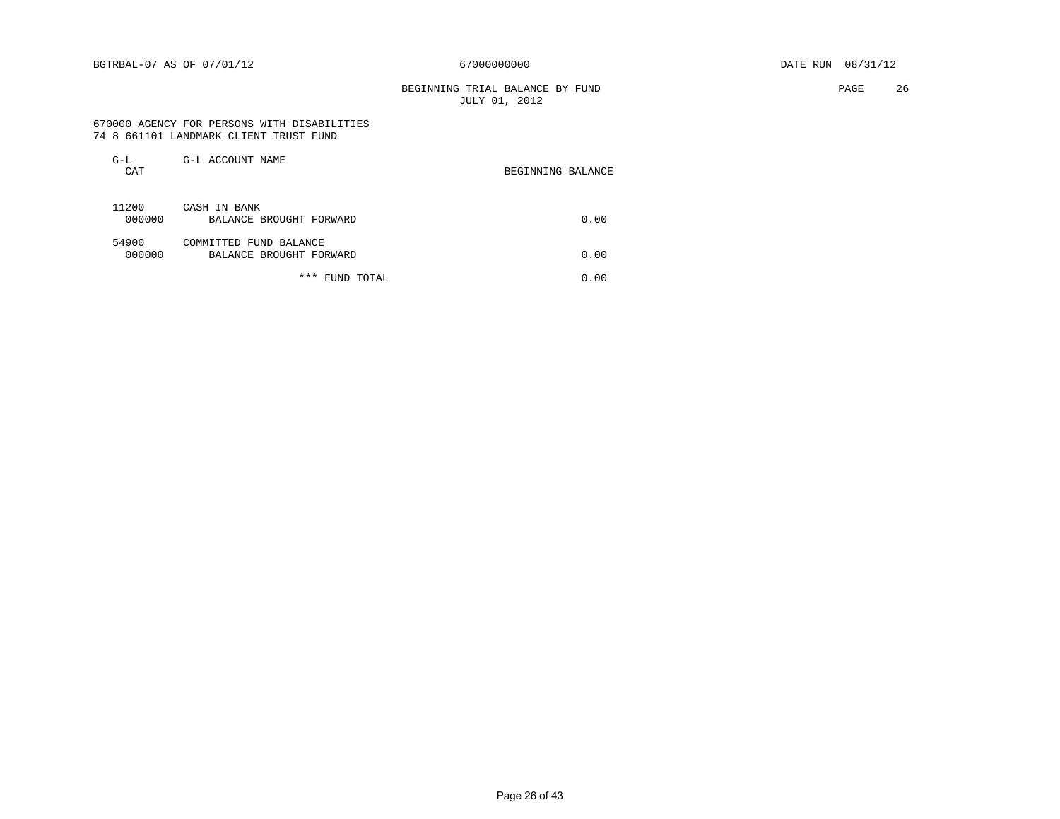BGTRBAL-07 AS OF 07/01/12 &nbsp;&nbsp;&nbsp;&nbsp; 67000000000 &nbsp;&nbsp;&nbsp;&nbsp; DATE RUN 08/31/12

BEGINNING TRIAL BALANCE BY FUND
JULY 01, 2012

670000 AGENCY FOR PERSONS WITH DISABILITIES
74 8 661101 LANDMARK CLIENT TRUST FUND

| G-L<br>CAT | G-L ACCOUNT NAME | BEGINNING BALANCE |
|---|---|---|
| 11200 | CASH IN BANK | |
| 000000 | BALANCE BROUGHT FORWARD | 0.00 |
| 54900 | COMMITTED FUND BALANCE | |
| 000000 | BALANCE BROUGHT FORWARD | 0.00 |
| | *** FUND TOTAL | 0.00 |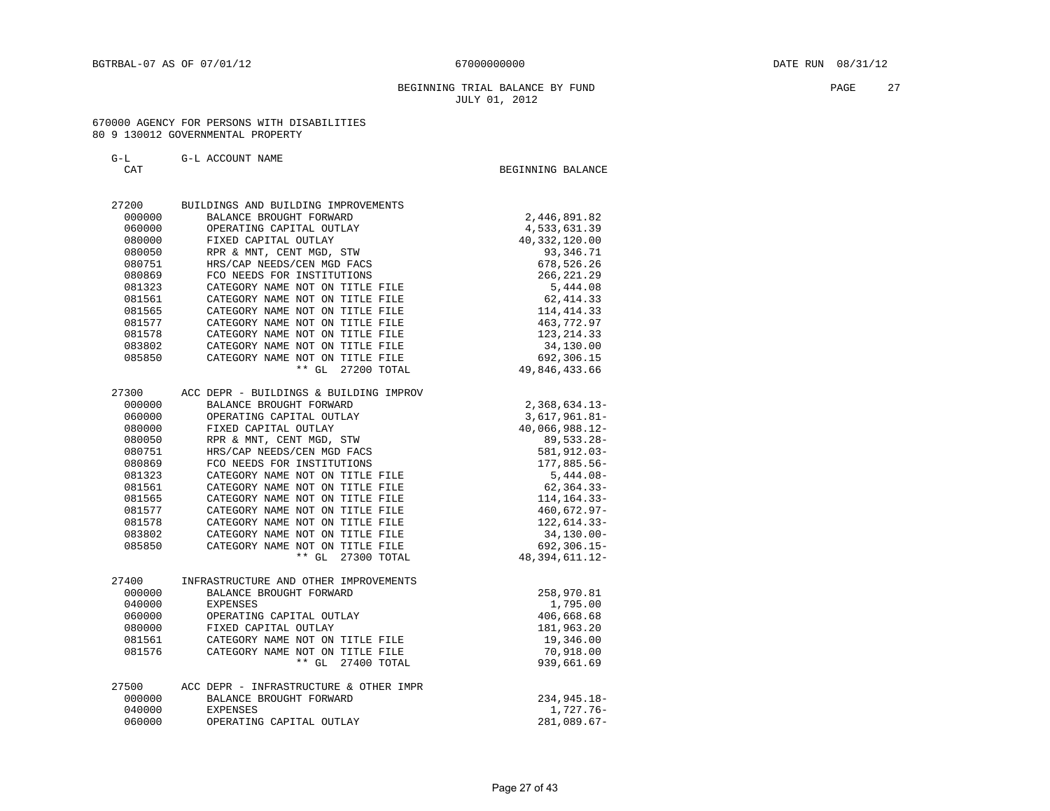BGTRBAL-07 AS OF 07/01/12 67000000000 DATE RUN 08/31/12

BEGINNING TRIAL BALANCE BY FUND
JULY 01, 2012

670000 AGENCY FOR PERSONS WITH DISABILITIES
80 9 130012 GOVERNMENTAL PROPERTY

| G-L CAT | G-L ACCOUNT NAME | BEGINNING BALANCE |
|---|---|---|
| 27200 | BUILDINGS AND BUILDING IMPROVEMENTS | |
| 000000 | BALANCE BROUGHT FORWARD | 2,446,891.82 |
| 060000 | OPERATING CAPITAL OUTLAY | 4,533,631.39 |
| 080000 | FIXED CAPITAL OUTLAY | 40,332,120.00 |
| 080050 | RPR & MNT, CENT MGD, STW | 93,346.71 |
| 080751 | HRS/CAP NEEDS/CEN MGD FACS | 678,526.26 |
| 080869 | FCO NEEDS FOR INSTITUTIONS | 266,221.29 |
| 081323 | CATEGORY NAME NOT ON TITLE FILE | 5,444.08 |
| 081561 | CATEGORY NAME NOT ON TITLE FILE | 62,414.33 |
| 081565 | CATEGORY NAME NOT ON TITLE FILE | 114,414.33 |
| 081577 | CATEGORY NAME NOT ON TITLE FILE | 463,772.97 |
| 081578 | CATEGORY NAME NOT ON TITLE FILE | 123,214.33 |
| 083802 | CATEGORY NAME NOT ON TITLE FILE | 34,130.00 |
| 085850 | CATEGORY NAME NOT ON TITLE FILE | 692,306.15 |
| | ** GL 27200 TOTAL | 49,846,433.66 |
| 27300 | ACC DEPR - BUILDINGS & BUILDING IMPROV | |
| 000000 | BALANCE BROUGHT FORWARD | 2,368,634.13- |
| 060000 | OPERATING CAPITAL OUTLAY | 3,617,961.81- |
| 080000 | FIXED CAPITAL OUTLAY | 40,066,988.12- |
| 080050 | RPR & MNT, CENT MGD, STW | 89,533.28- |
| 080751 | HRS/CAP NEEDS/CEN MGD FACS | 581,912.03- |
| 080869 | FCO NEEDS FOR INSTITUTIONS | 177,885.56- |
| 081323 | CATEGORY NAME NOT ON TITLE FILE | 5,444.08- |
| 081561 | CATEGORY NAME NOT ON TITLE FILE | 62,364.33- |
| 081565 | CATEGORY NAME NOT ON TITLE FILE | 114,164.33- |
| 081577 | CATEGORY NAME NOT ON TITLE FILE | 460,672.97- |
| 081578 | CATEGORY NAME NOT ON TITLE FILE | 122,614.33- |
| 083802 | CATEGORY NAME NOT ON TITLE FILE | 34,130.00- |
| 085850 | CATEGORY NAME NOT ON TITLE FILE | 692,306.15- |
| | ** GL 27300 TOTAL | 48,394,611.12- |
| 27400 | INFRASTRUCTURE AND OTHER IMPROVEMENTS | |
| 000000 | BALANCE BROUGHT FORWARD | 258,970.81 |
| 040000 | EXPENSES | 1,795.00 |
| 060000 | OPERATING CAPITAL OUTLAY | 406,668.68 |
| 080000 | FIXED CAPITAL OUTLAY | 181,963.20 |
| 081561 | CATEGORY NAME NOT ON TITLE FILE | 19,346.00 |
| 081576 | CATEGORY NAME NOT ON TITLE FILE | 70,918.00 |
| | ** GL 27400 TOTAL | 939,661.69 |
| 27500 | ACC DEPR - INFRASTRUCTURE & OTHER IMPR | |
| 000000 | BALANCE BROUGHT FORWARD | 234,945.18- |
| 040000 | EXPENSES | 1,727.76- |
| 060000 | OPERATING CAPITAL OUTLAY | 281,089.67- |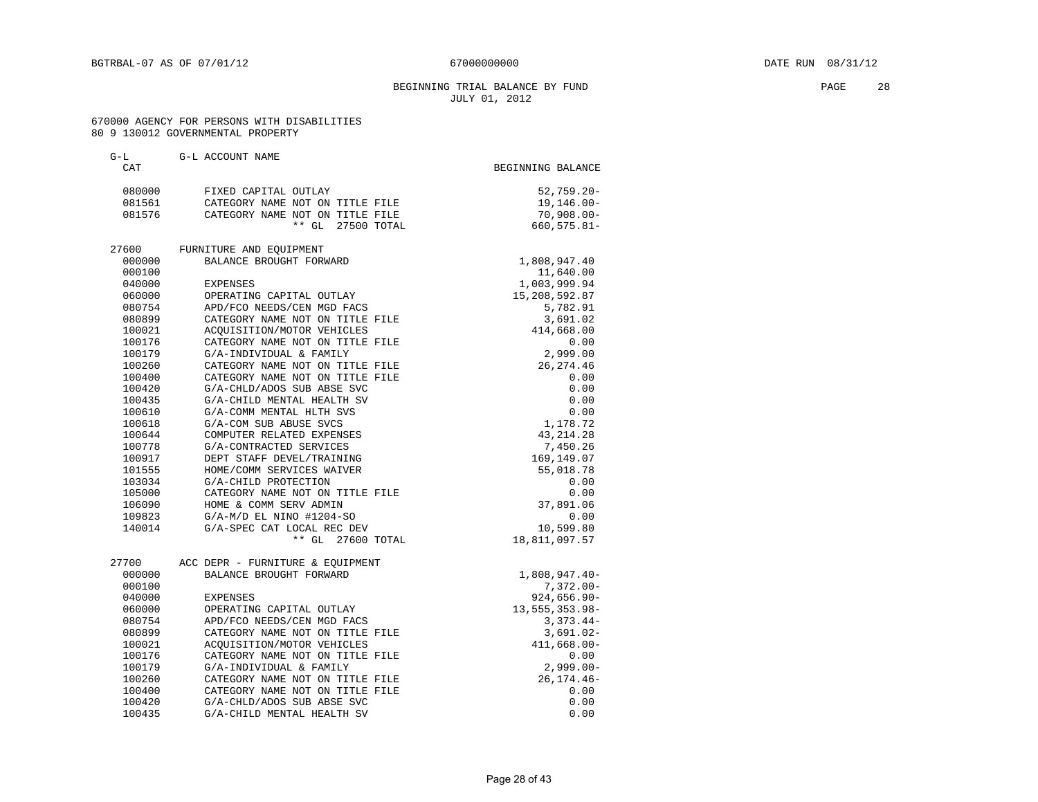BGTRBAL-07 AS OF 07/01/12 67000000000 DATE RUN 08/31/12

BEGINNING TRIAL BALANCE BY FUND
JULY 01, 2012

670000 AGENCY FOR PERSONS WITH DISABILITIES
80 9 130012 GOVERNMENTAL PROPERTY

| G-L CAT | G-L ACCOUNT NAME | BEGINNING BALANCE |
|---|---|---|
| 080000 | FIXED CAPITAL OUTLAY | 52,759.20- |
| 081561 | CATEGORY NAME NOT ON TITLE FILE | 19,146.00- |
| 081576 | CATEGORY NAME NOT ON TITLE FILE | 70,908.00- |
| | ** GL 27500 TOTAL | 660,575.81- |
| 27600 | FURNITURE AND EQUIPMENT | |
| 000000 | BALANCE BROUGHT FORWARD | 1,808,947.40 |
| 000100 | | 11,640.00 |
| 040000 | EXPENSES | 1,003,999.94 |
| 060000 | OPERATING CAPITAL OUTLAY | 15,208,592.87 |
| 080754 | APD/FCO NEEDS/CEN MGD FACS | 5,782.91 |
| 080899 | CATEGORY NAME NOT ON TITLE FILE | 3,691.02 |
| 100021 | ACQUISITION/MOTOR VEHICLES | 414,668.00 |
| 100176 | CATEGORY NAME NOT ON TITLE FILE | 0.00 |
| 100179 | G/A-INDIVIDUAL & FAMILY | 2,999.00 |
| 100260 | CATEGORY NAME NOT ON TITLE FILE | 26,274.46 |
| 100400 | CATEGORY NAME NOT ON TITLE FILE | 0.00 |
| 100420 | G/A-CHLD/ADOS SUB ABSE SVC | 0.00 |
| 100435 | G/A-CHILD MENTAL HEALTH SV | 0.00 |
| 100610 | G/A-COMM MENTAL HLTH SVS | 0.00 |
| 100618 | G/A-COM SUB ABUSE SVCS | 1,178.72 |
| 100644 | COMPUTER RELATED EXPENSES | 43,214.28 |
| 100778 | G/A-CONTRACTED SERVICES | 7,450.26 |
| 100917 | DEPT STAFF DEVEL/TRAINING | 169,149.07 |
| 101555 | HOME/COMM SERVICES WAIVER | 55,018.78 |
| 103034 | G/A-CHILD PROTECTION | 0.00 |
| 105000 | CATEGORY NAME NOT ON TITLE FILE | 0.00 |
| 106090 | HOME & COMM SERV ADMIN | 37,891.06 |
| 109823 | G/A-M/D EL NINO #1204-SO | 0.00 |
| 140014 | G/A-SPEC CAT LOCAL REC DEV | 10,599.80 |
| | ** GL 27600 TOTAL | 18,811,097.57 |
| 27700 | ACC DEPR - FURNITURE & EQUIPMENT | |
| 000000 | BALANCE BROUGHT FORWARD | 1,808,947.40- |
| 000100 | | 7,372.00- |
| 040000 | EXPENSES | 924,656.90- |
| 060000 | OPERATING CAPITAL OUTLAY | 13,555,353.98- |
| 080754 | APD/FCO NEEDS/CEN MGD FACS | 3,373.44- |
| 080899 | CATEGORY NAME NOT ON TITLE FILE | 3,691.02- |
| 100021 | ACQUISITION/MOTOR VEHICLES | 411,668.00- |
| 100176 | CATEGORY NAME NOT ON TITLE FILE | 0.00 |
| 100179 | G/A-INDIVIDUAL & FAMILY | 2,999.00- |
| 100260 | CATEGORY NAME NOT ON TITLE FILE | 26,174.46- |
| 100400 | CATEGORY NAME NOT ON TITLE FILE | 0.00 |
| 100420 | G/A-CHLD/ADOS SUB ABSE SVC | 0.00 |
| 100435 | G/A-CHILD MENTAL HEALTH SV | 0.00 |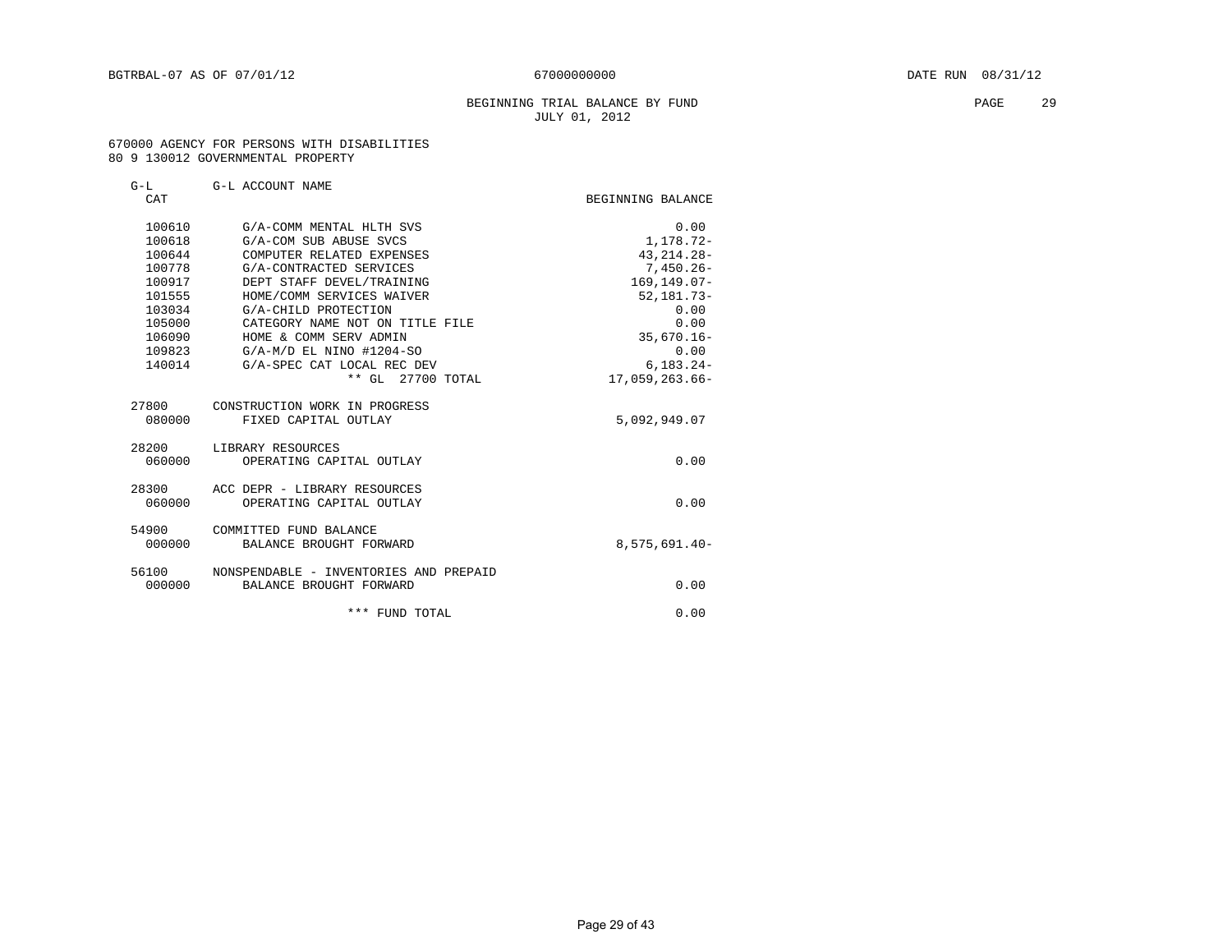BGTRBAL-07 AS OF 07/01/12 67000000000 DATE RUN 08/31/12

BEGINNING TRIAL BALANCE BY FUND
JULY 01, 2012

670000 AGENCY FOR PERSONS WITH DISABILITIES
80 9 130012 GOVERNMENTAL PROPERTY

| G-L CAT | G-L ACCOUNT NAME | BEGINNING BALANCE |
|---|---|---|
| 100610 | G/A-COMM MENTAL HLTH SVS | 0.00 |
| 100618 | G/A-COM SUB ABUSE SVCS | 1,178.72- |
| 100644 | COMPUTER RELATED EXPENSES | 43,214.28- |
| 100778 | G/A-CONTRACTED SERVICES | 7,450.26- |
| 100917 | DEPT STAFF DEVEL/TRAINING | 169,149.07- |
| 101555 | HOME/COMM SERVICES WAIVER | 52,181.73- |
| 103034 | G/A-CHILD PROTECTION | 0.00 |
| 105000 | CATEGORY NAME NOT ON TITLE FILE | 0.00 |
| 106090 | HOME & COMM SERV ADMIN | 35,670.16- |
| 109823 | G/A-M/D EL NINO #1204-SO | 0.00 |
| 140014 | G/A-SPEC CAT LOCAL REC DEV | 6,183.24- |
| | ** GL 27700 TOTAL | 17,059,263.66- |
| 27800 | CONSTRUCTION WORK IN PROGRESS | |
| 080000 | FIXED CAPITAL OUTLAY | 5,092,949.07 |
| 28200 | LIBRARY RESOURCES | |
| 060000 | OPERATING CAPITAL OUTLAY | 0.00 |
| 28300 | ACC DEPR - LIBRARY RESOURCES | |
| 060000 | OPERATING CAPITAL OUTLAY | 0.00 |
| 54900 | COMMITTED FUND BALANCE | |
| 000000 | BALANCE BROUGHT FORWARD | 8,575,691.40- |
| 56100 | NONSPENDABLE - INVENTORIES AND PREPAID | |
| 000000 | BALANCE BROUGHT FORWARD | 0.00 |
| | *** FUND TOTAL | 0.00 |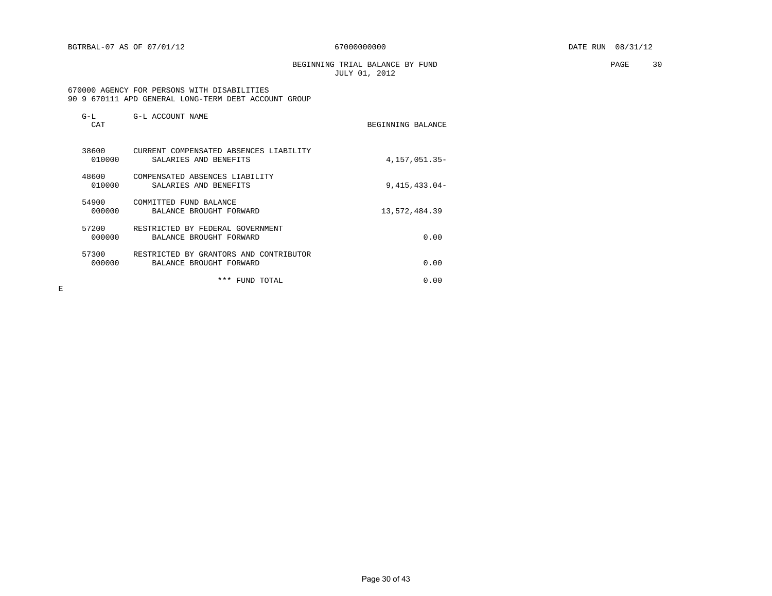BGTRBAL-07 AS OF 07/01/12 67000000000 DATE RUN 08/31/12

BEGINNING TRIAL BALANCE BY FUND
JULY 01, 2012

670000 AGENCY FOR PERSONS WITH DISABILITIES
90 9 670111 APD GENERAL LONG-TERM DEBT ACCOUNT GROUP

| G-L CAT | G-L ACCOUNT NAME | BEGINNING BALANCE |
|---|---|---|
| 38600 | CURRENT COMPENSATED ABSENCES LIABILITY | |
| 010000 | SALARIES AND BENEFITS | 4,157,051.35- |
| 48600 | COMPENSATED ABSENCES LIABILITY | |
| 010000 | SALARIES AND BENEFITS | 9,415,433.04- |
| 54900 | COMMITTED FUND BALANCE | |
| 000000 | BALANCE BROUGHT FORWARD | 13,572,484.39 |
| 57200 | RESTRICTED BY FEDERAL GOVERNMENT | |
| 000000 | BALANCE BROUGHT FORWARD | 0.00 |
| 57300 | RESTRICTED BY GRANTORS AND CONTRIBUTOR | |
| 000000 | BALANCE BROUGHT FORWARD | 0.00 |
| | *** FUND TOTAL | 0.00 |

E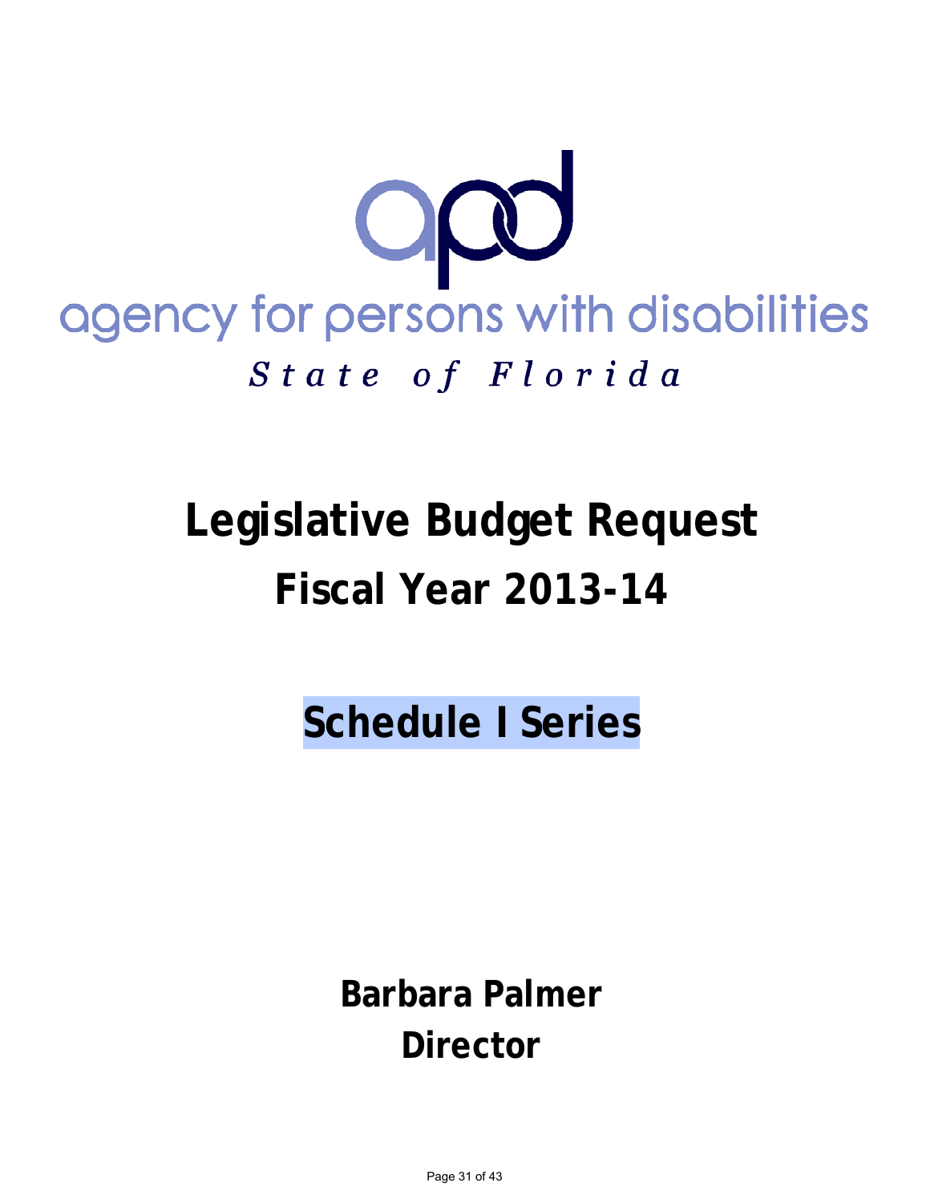apd

agency for persons with disabilities

*State of Florida*

# Legislative Budget Request
# Fiscal Year 2013-14

## Schedule I Series

**Barbara Palmer**

**Director**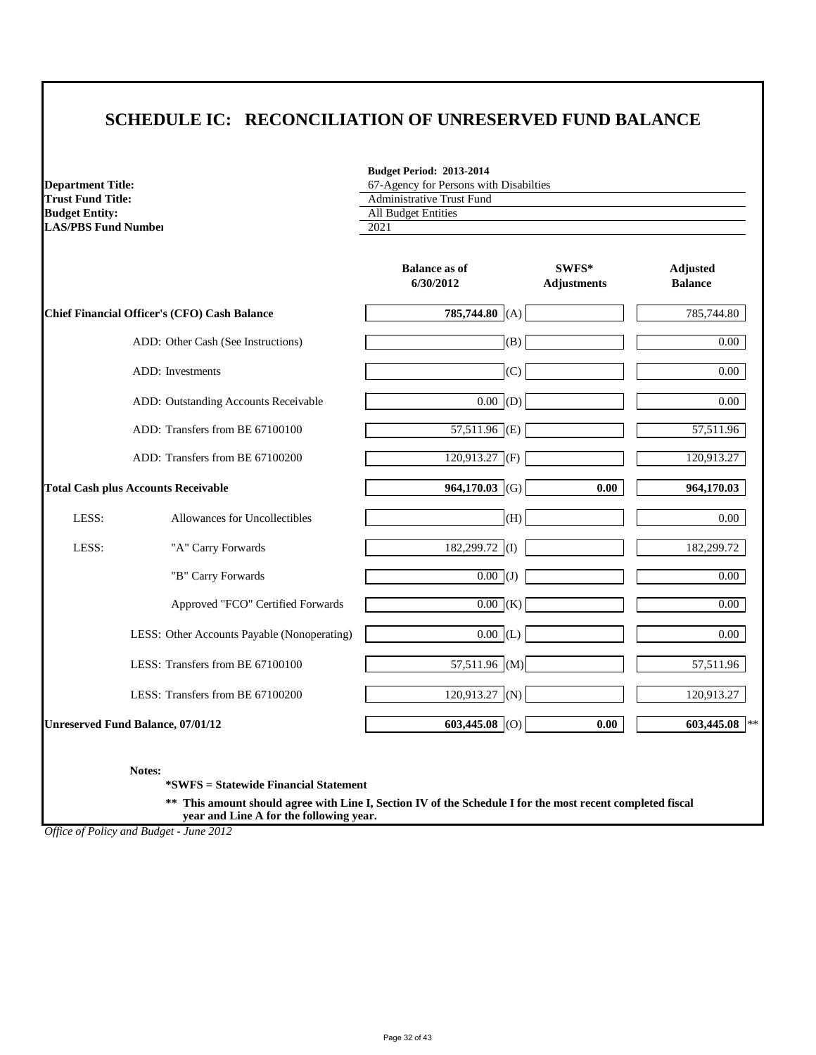# SCHEDULE IC: RECONCILIATION OF UNRESERVED FUND BALANCE

**Budget Period: 2013-2014**

| | |
|---|---|
| **Department Title:** | 67-Agency for Persons with Disabilties |
| **Trust Fund Title:** | Administrative Trust Fund |
| **Budget Entity:** | All Budget Entities |
| **LAS/PBS Fund Number** | 2021 |

| | Balance as of 6/30/2012 | | SWFS* Adjustments | Adjusted Balance |
|---|---|---|---|---|
| **Chief Financial Officer's (CFO) Cash Balance** | **785,744.80** | (A) | | 785,744.80 |
| ADD: Other Cash (See Instructions) | | (B) | | 0.00 |
| ADD: Investments | | (C) | | 0.00 |
| ADD: Outstanding Accounts Receivable | 0.00 | (D) | | 0.00 |
| ADD: Transfers from BE 67100100 | 57,511.96 | (E) | | 57,511.96 |
| ADD: Transfers from BE 67100200 | 120,913.27 | (F) | | 120,913.27 |
| **Total Cash plus Accounts Receivable** | **964,170.03** | (G) | **0.00** | **964,170.03** |
| LESS: Allowances for Uncollectibles | | (H) | | 0.00 |
| LESS: "A" Carry Forwards | 182,299.72 | (I) | | 182,299.72 |
| "B" Carry Forwards | 0.00 | (J) | | 0.00 |
| Approved "FCO" Certified Forwards | 0.00 | (K) | | 0.00 |
| LESS: Other Accounts Payable (Nonoperating) | 0.00 | (L) | | 0.00 |
| LESS: Transfers from BE 67100100 | 57,511.96 | (M) | | 57,511.96 |
| LESS: Transfers from BE 67100200 | 120,913.27 | (N) | | 120,913.27 |
| **Unreserved Fund Balance, 07/01/12** | **603,445.08** | (O) | **0.00** | **603,445.08** ** |

**Notes:**

**\*SWFS = Statewide Financial Statement**

**\*\* This amount should agree with Line I, Section IV of the Schedule I for the most recent completed fiscal year and Line A for the following year.**

*Office of Policy and Budget - June 2012*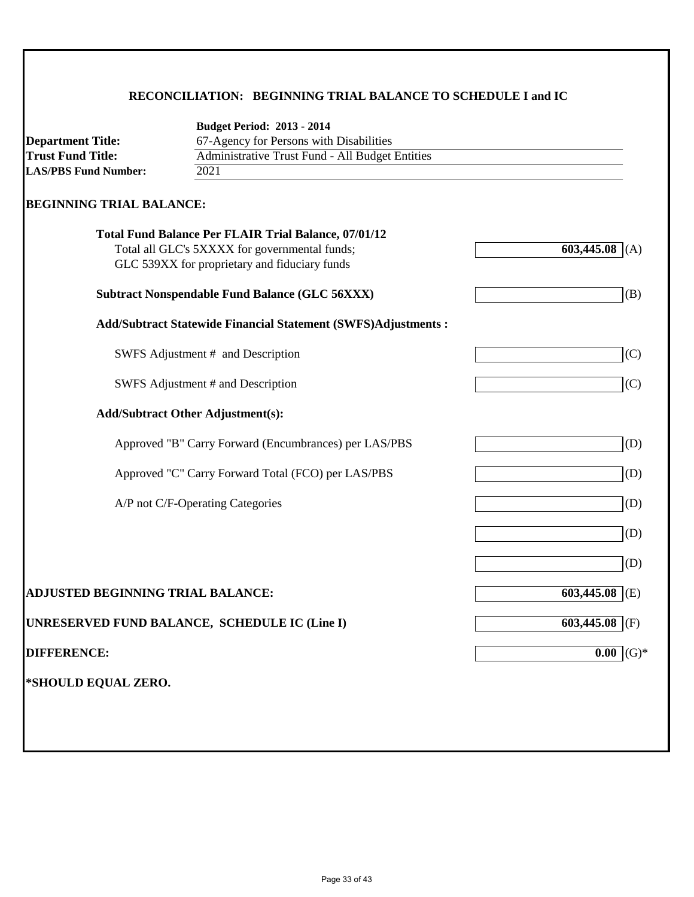## RECONCILIATION: BEGINNING TRIAL BALANCE TO SCHEDULE I and IC

**Budget Period: 2013 - 2014**

**Department Title:** 67-Agency for Persons with Disabilities
**Trust Fund Title:** Administrative Trust Fund - All Budget Entities
**LAS/PBS Fund Number:** 2021

### BEGINNING TRIAL BALANCE:

| | Amount | |
|---|---|---|
| **Total Fund Balance Per FLAIR Trial Balance, 07/01/12**<br>Total all GLC's 5XXXX for governmental funds;<br>GLC 539XX for proprietary and fiduciary funds | **603,445.08** | (A) |
| **Subtract Nonspendable Fund Balance (GLC 56XXX)** | | (B) |
| **Add/Subtract Statewide Financial Statement (SWFS)Adjustments :** | | |
| SWFS Adjustment # and Description | | (C) |
| SWFS Adjustment # and Description | | (C) |
| **Add/Subtract Other Adjustment(s):** | | |
| Approved "B" Carry Forward (Encumbrances) per LAS/PBS | | (D) |
| Approved "C" Carry Forward Total (FCO) per LAS/PBS | | (D) |
| A/P not C/F-Operating Categories | | (D) |
| | | (D) |
| | | (D) |
| **ADJUSTED BEGINNING TRIAL BALANCE:** | **603,445.08** | (E) |
| **UNRESERVED FUND BALANCE, SCHEDULE IC (Line I)** | **603,445.08** | (F) |
| **DIFFERENCE:** | **0.00** | (G)* |

**\*SHOULD EQUAL ZERO.**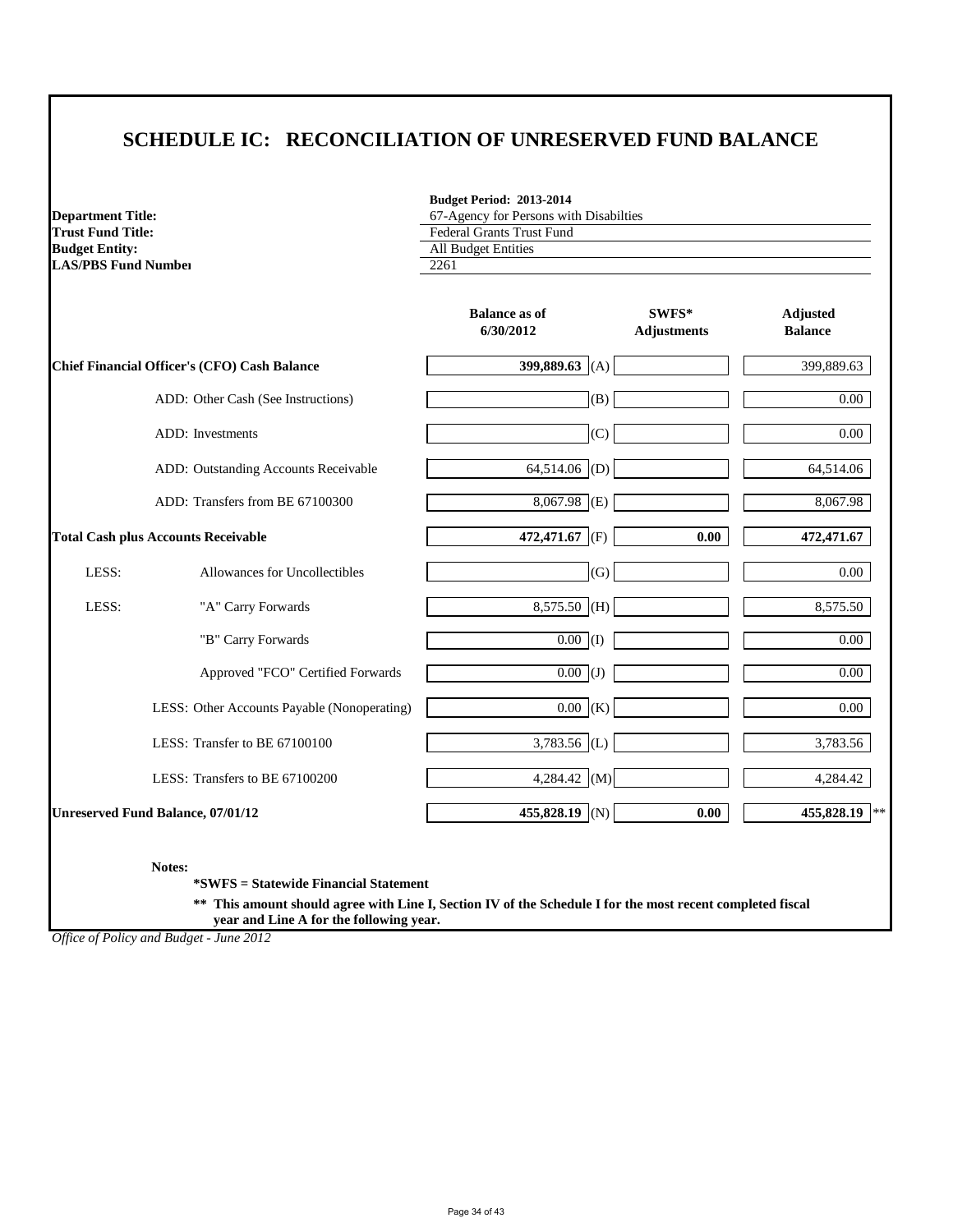# SCHEDULE IC: RECONCILIATION OF UNRESERVED FUND BALANCE

**Budget Period: 2013-2014**

**Department Title:** 67-Agency for Persons with Disabilties
**Trust Fund Title:** Federal Grants Trust Fund
**Budget Entity:** All Budget Entities
**LAS/PBS Fund Number:** 2261

| | Balance as of 6/30/2012 | | SWFS* Adjustments | Adjusted Balance |
|---|---|---|---|---|
| **Chief Financial Officer's (CFO) Cash Balance** | **399,889.63** | (A) | | 399,889.63 |
| ADD: Other Cash (See Instructions) | | (B) | | 0.00 |
| ADD: Investments | | (C) | | 0.00 |
| ADD: Outstanding Accounts Receivable | 64,514.06 | (D) | | 64,514.06 |
| ADD: Transfers from BE 67100300 | 8,067.98 | (E) | | 8,067.98 |
| **Total Cash plus Accounts Receivable** | **472,471.67** | (F) | **0.00** | **472,471.67** |
| LESS: Allowances for Uncollectibles | | (G) | | 0.00 |
| LESS: "A" Carry Forwards | 8,575.50 | (H) | | 8,575.50 |
| "B" Carry Forwards | 0.00 | (I) | | 0.00 |
| Approved "FCO" Certified Forwards | 0.00 | (J) | | 0.00 |
| LESS: Other Accounts Payable (Nonoperating) | 0.00 | (K) | | 0.00 |
| LESS: Transfer to BE 67100100 | 3,783.56 | (L) | | 3,783.56 |
| LESS: Transfers to BE 67100200 | 4,284.42 | (M) | | 4,284.42 |
| **Unreserved Fund Balance, 07/01/12** | **455,828.19** | (N) | **0.00** | **455,828.19** ** |

**Notes:**

**\*SWFS = Statewide Financial Statement**

**\*\* This amount should agree with Line I, Section IV of the Schedule I for the most recent completed fiscal year and Line A for the following year.**

*Office of Policy and Budget - June 2012*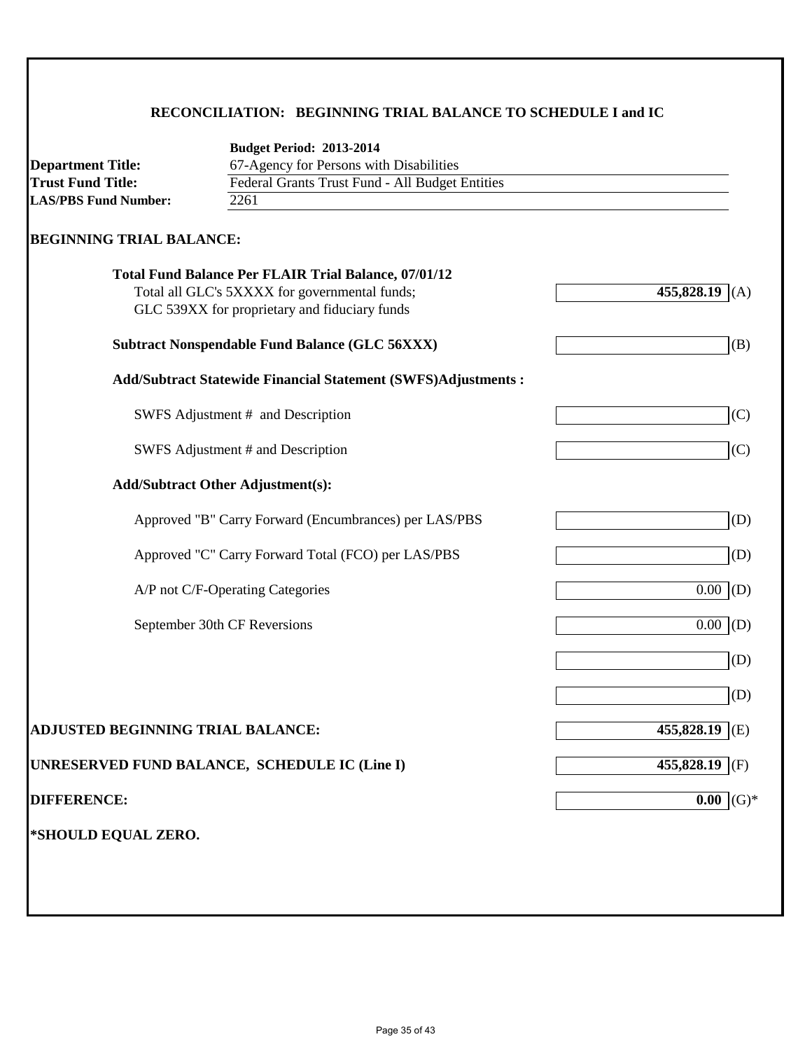## RECONCILIATION: BEGINNING TRIAL BALANCE TO SCHEDULE I and IC

**Budget Period: 2013-2014**

**Department Title:** 67-Agency for Persons with Disabilities
**Trust Fund Title:** Federal Grants Trust Fund - All Budget Entities
**LAS/PBS Fund Number:** 2261

### BEGINNING TRIAL BALANCE:

| Item | Amount | Ref |
|---|---|---|
| **Total Fund Balance Per FLAIR Trial Balance, 07/01/12**<br>Total all GLC's 5XXXX for governmental funds;<br>GLC 539XX for proprietary and fiduciary funds | **455,828.19** | (A) |
| **Subtract Nonspendable Fund Balance (GLC 56XXX)** | | (B) |
| **Add/Subtract Statewide Financial Statement (SWFS)Adjustments :** | | |
| SWFS Adjustment # and Description | | (C) |
| SWFS Adjustment # and Description | | (C) |
| **Add/Subtract Other Adjustment(s):** | | |
| Approved "B" Carry Forward (Encumbrances) per LAS/PBS | | (D) |
| Approved "C" Carry Forward Total (FCO) per LAS/PBS | | (D) |
| A/P not C/F-Operating Categories | 0.00 | (D) |
| September 30th CF Reversions | 0.00 | (D) |
| | | (D) |
| | | (D) |
| **ADJUSTED BEGINNING TRIAL BALANCE:** | **455,828.19** | (E) |
| **UNRESERVED FUND BALANCE, SCHEDULE IC (Line I)** | **455,828.19** | (F) |
| **DIFFERENCE:** | **0.00** | (G)* |

**\*SHOULD EQUAL ZERO.**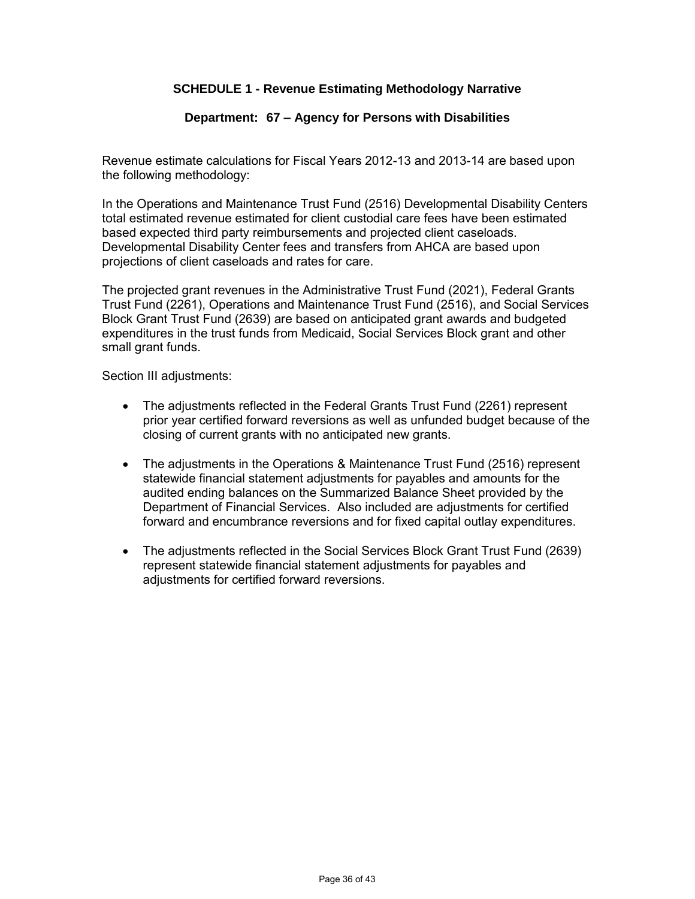## SCHEDULE 1 - Revenue Estimating Methodology Narrative

### Department: 67 – Agency for Persons with Disabilities

Revenue estimate calculations for Fiscal Years 2012-13 and 2013-14 are based upon the following methodology:

In the Operations and Maintenance Trust Fund (2516) Developmental Disability Centers total estimated revenue estimated for client custodial care fees have been estimated based expected third party reimbursements and projected client caseloads. Developmental Disability Center fees and transfers from AHCA are based upon projections of client caseloads and rates for care.

The projected grant revenues in the Administrative Trust Fund (2021), Federal Grants Trust Fund (2261), Operations and Maintenance Trust Fund (2516), and Social Services Block Grant Trust Fund (2639) are based on anticipated grant awards and budgeted expenditures in the trust funds from Medicaid, Social Services Block grant and other small grant funds.

Section III adjustments:

- The adjustments reflected in the Federal Grants Trust Fund (2261) represent prior year certified forward reversions as well as unfunded budget because of the closing of current grants with no anticipated new grants.

- The adjustments in the Operations & Maintenance Trust Fund (2516) represent statewide financial statement adjustments for payables and amounts for the audited ending balances on the Summarized Balance Sheet provided by the Department of Financial Services. Also included are adjustments for certified forward and encumbrance reversions and for fixed capital outlay expenditures.

- The adjustments reflected in the Social Services Block Grant Trust Fund (2639) represent statewide financial statement adjustments for payables and adjustments for certified forward reversions.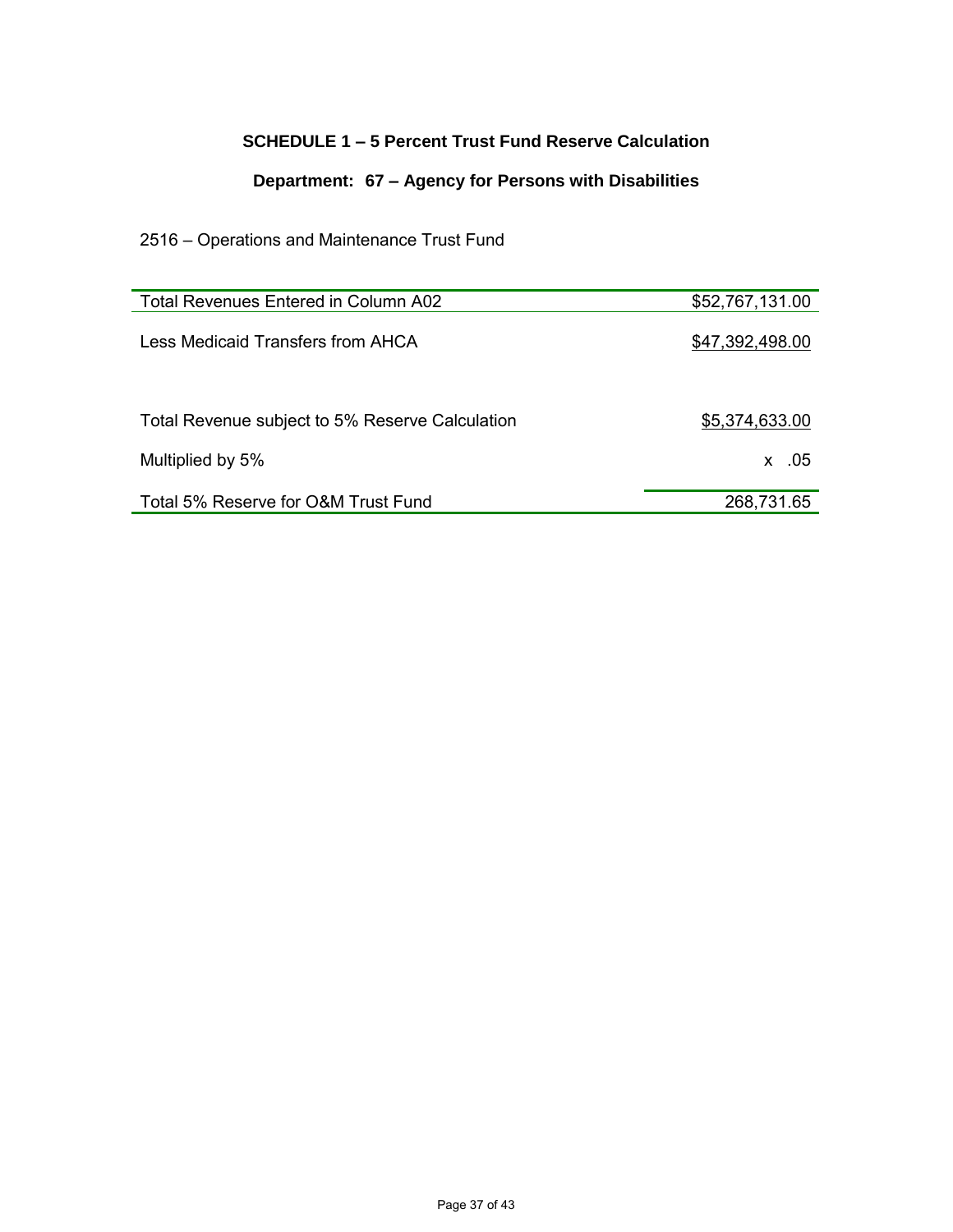## SCHEDULE 1 – 5 Percent Trust Fund Reserve Calculation

## Department: 67 – Agency for Persons with Disabilities

2516 – Operations and Maintenance Trust Fund

| | |
|---|---:|
| Total Revenues Entered in Column A02 | $52,767,131.00 |
| Less Medicaid Transfers from AHCA | $47,392,498.00 |
| Total Revenue subject to 5% Reserve Calculation | $5,374,633.00 |
| Multiplied by 5% | x .05 |
| Total 5% Reserve for O&M Trust Fund | 268,731.65 |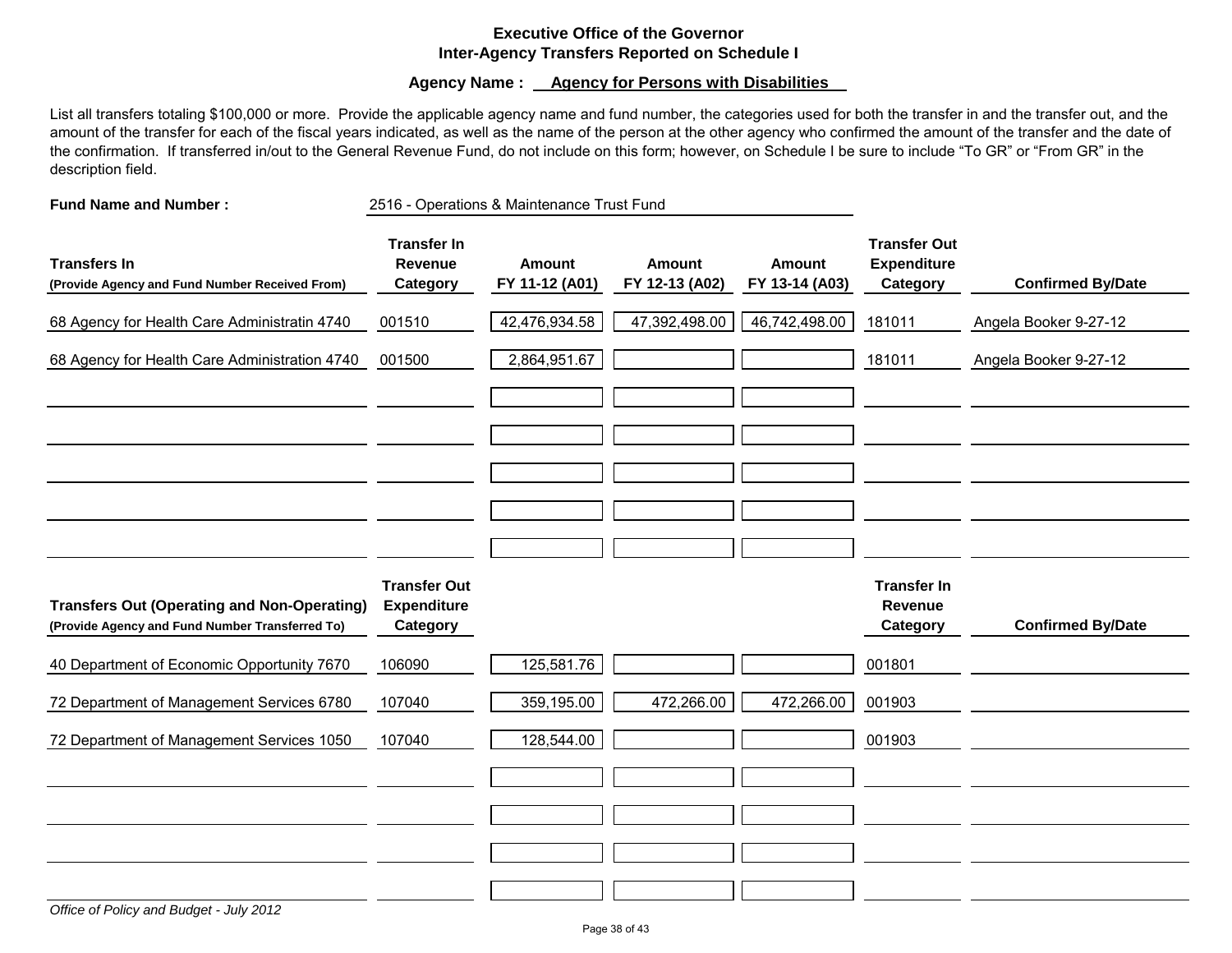# Executive Office of the Governor
## Inter-Agency Transfers Reported on Schedule I

**Agency Name : Agency for Persons with Disabilities**

List all transfers totaling $100,000 or more. Provide the applicable agency name and fund number, the categories used for both the transfer in and the transfer out, and the amount of the transfer for each of the fiscal years indicated, as well as the name of the person at the other agency who confirmed the amount of the transfer and the date of the confirmation. If transferred in/out to the General Revenue Fund, do not include on this form; however, on Schedule I be sure to include "To GR" or "From GR" in the description field.

**Fund Name and Number :** 2516 - Operations & Maintenance Trust Fund

| Transfers In (Provide Agency and Fund Number Received From) | Transfer In Revenue Category | Amount FY 11-12 (A01) | Amount FY 12-13 (A02) | Amount FY 13-14 (A03) | Transfer Out Expenditure Category | Confirmed By/Date |
|---|---|---|---|---|---|---|
| 68 Agency for Health Care Administratin 4740 | 001510 | 42,476,934.58 | 47,392,498.00 | 46,742,498.00 | 181011 | Angela Booker 9-27-12 |
| 68 Agency for Health Care Administration 4740 | 001500 | 2,864,951.67 | | | 181011 | Angela Booker 9-27-12 |

| Transfers Out (Operating and Non-Operating) (Provide Agency and Fund Number Transferred To) | Transfer Out Expenditure Category | Amount FY 11-12 (A01) | Amount FY 12-13 (A02) | Amount FY 13-14 (A03) | Transfer In Revenue Category | Confirmed By/Date |
|---|---|---|---|---|---|---|
| 40 Department of Economic Opportunity 7670 | 106090 | 125,581.76 | | | 001801 | |
| 72 Department of Management Services 6780 | 107040 | 359,195.00 | 472,266.00 | 472,266.00 | 001903 | |
| 72 Department of Management Services 1050 | 107040 | 128,544.00 | | | 001903 | |

*Office of Policy and Budget - July 2012*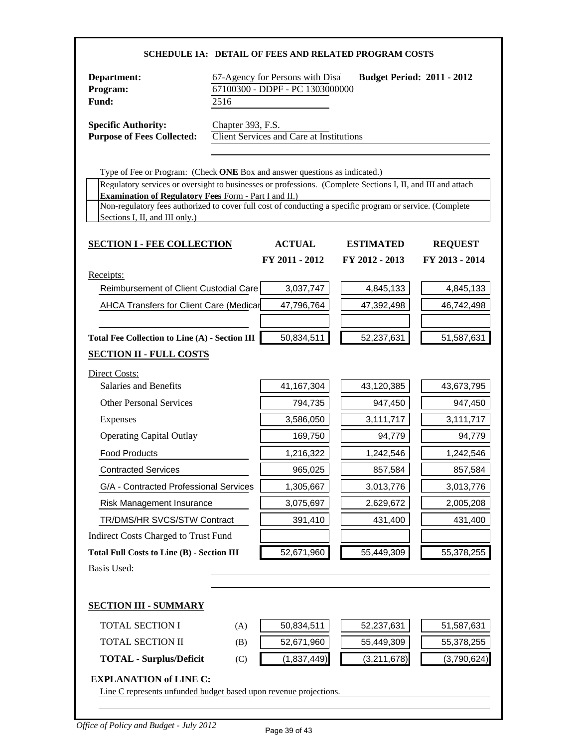## SCHEDULE 1A: DETAIL OF FEES AND RELATED PROGRAM COSTS

**Department:** 67-Agency for Persons with Disa **Budget Period: 2011 - 2012**
**Program:** 67100300 - DDPF - PC 1303000000
**Fund:** 2516

**Specific Authority:** Chapter 393, F.S.
**Purpose of Fees Collected:** Client Services and Care at Institutions

Type of Fee or Program: (Check **ONE** Box and answer questions as indicated.)

- [ ] Regulatory services or oversight to businesses or professions. (Complete Sections I, II, and III and attach **Examination of Regulatory Fees** Form - Part I and II.)
- [ ] Non-regulatory fees authorized to cover full cost of conducting a specific program or service. (Complete Sections I, II, and III only.)

| **SECTION I - FEE COLLECTION** | **ACTUAL FY 2011 - 2012** | **ESTIMATED FY 2012 - 2013** | **REQUEST FY 2013 - 2014** |
|---|---|---|---|
| Receipts: | | | |
| Reimbursement of Client Custodial Care | 3,037,747 | 4,845,133 | 4,845,133 |
| AHCA Transfers for Client Care (Medicar | 47,796,764 | 47,392,498 | 46,742,498 |
| | | | |
| **Total Fee Collection to Line (A) - Section III** | 50,834,511 | 52,237,631 | 51,587,631 |

| **SECTION II - FULL COSTS** | | | |
|---|---|---|---|
| Direct Costs: | | | |
| Salaries and Benefits | 41,167,304 | 43,120,385 | 43,673,795 |
| Other Personal Services | 794,735 | 947,450 | 947,450 |
| Expenses | 3,586,050 | 3,111,717 | 3,111,717 |
| Operating Capital Outlay | 169,750 | 94,779 | 94,779 |
| Food Products | 1,216,322 | 1,242,546 | 1,242,546 |
| Contracted Services | 965,025 | 857,584 | 857,584 |
| G/A - Contracted Professional Services | 1,305,667 | 3,013,776 | 3,013,776 |
| Risk Management Insurance | 3,075,697 | 2,629,672 | 2,005,208 |
| TR/DMS/HR SVCS/STW Contract | 391,410 | 431,400 | 431,400 |
| Indirect Costs Charged to Trust Fund | | | |
| **Total Full Costs to Line (B) - Section III** | 52,671,960 | 55,449,309 | 55,378,255 |

Basis Used:

| **SECTION III - SUMMARY** | | | | |
|---|---|---|---|---|
| TOTAL SECTION I | (A) | 50,834,511 | 52,237,631 | 51,587,631 |
| TOTAL SECTION II | (B) | 52,671,960 | 55,449,309 | 55,378,255 |
| **TOTAL - Surplus/Deficit** | (C) | (1,837,449) | (3,211,678) | (3,790,624) |

**EXPLANATION of LINE C:**

Line C represents unfunded budget based upon revenue projections.

*Office of Policy and Budget - July 2012*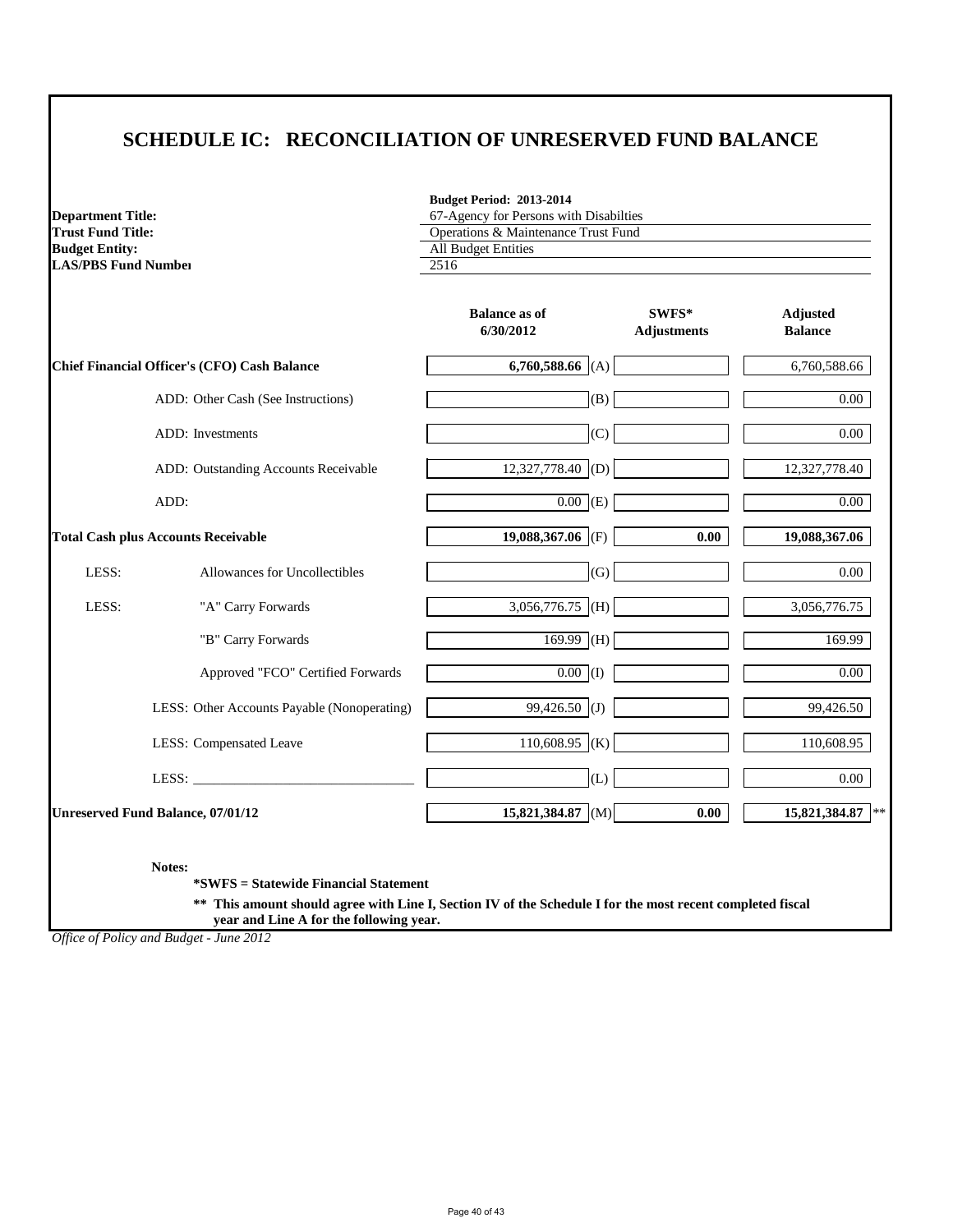# SCHEDULE IC: RECONCILIATION OF UNRESERVED FUND BALANCE

**Budget Period: 2013-2014**

| | |
|---|---|
| **Department Title:** | 67-Agency for Persons with Disabilties |
| **Trust Fund Title:** | Operations & Maintenance Trust Fund |
| **Budget Entity:** | All Budget Entities |
| **LAS/PBS Fund Number** | 2516 |

| | Balance as of 6/30/2012 | | SWFS* Adjustments | Adjusted Balance |
|---|---|---|---|---|
| **Chief Financial Officer's (CFO) Cash Balance** | **6,760,588.66** | (A) | | 6,760,588.66 |
| ADD: Other Cash (See Instructions) | | (B) | | 0.00 |
| ADD: Investments | | (C) | | 0.00 |
| ADD: Outstanding Accounts Receivable | 12,327,778.40 | (D) | | 12,327,778.40 |
| ADD: | 0.00 | (E) | | 0.00 |
| **Total Cash plus Accounts Receivable** | **19,088,367.06** | (F) | **0.00** | **19,088,367.06** |
| LESS: Allowances for Uncollectibles | | (G) | | 0.00 |
| LESS: "A" Carry Forwards | 3,056,776.75 | (H) | | 3,056,776.75 |
| "B" Carry Forwards | 169.99 | (H) | | 169.99 |
| Approved "FCO" Certified Forwards | 0.00 | (I) | | 0.00 |
| LESS: Other Accounts Payable (Nonoperating) | 99,426.50 | (J) | | 99,426.50 |
| LESS: Compensated Leave | 110,608.95 | (K) | | 110,608.95 |
| LESS: _______________________________ | | (L) | | 0.00 |
| **Unreserved Fund Balance, 07/01/12** | **15,821,384.87** | (M) | **0.00** | **15,821,384.87** ** |

**Notes:**

**\*SWFS = Statewide Financial Statement**

**\*\* This amount should agree with Line I, Section IV of the Schedule I for the most recent completed fiscal year and Line A for the following year.**

*Office of Policy and Budget - June 2012*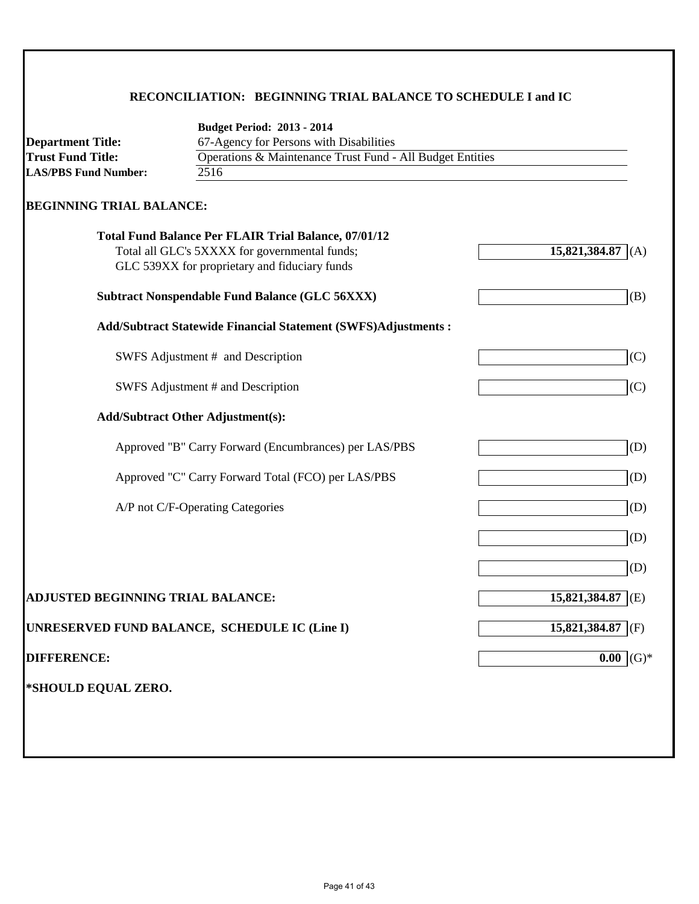## RECONCILIATION: BEGINNING TRIAL BALANCE TO SCHEDULE I and IC

**Budget Period: 2013 - 2014**

**Department Title:** 67-Agency for Persons with Disabilities
**Trust Fund Title:** Operations & Maintenance Trust Fund - All Budget Entities
**LAS/PBS Fund Number:** 2516

### BEGINNING TRIAL BALANCE:

| Item | Amount | |
|---|---|---|
| **Total Fund Balance Per FLAIR Trial Balance, 07/01/12**<br>Total all GLC's 5XXXX for governmental funds;<br>GLC 539XX for proprietary and fiduciary funds | **15,821,384.87** | (A) |
| **Subtract Nonspendable Fund Balance (GLC 56XXX)** | | (B) |
| **Add/Subtract Statewide Financial Statement (SWFS)Adjustments :** | | |
| SWFS Adjustment # and Description | | (C) |
| SWFS Adjustment # and Description | | (C) |
| **Add/Subtract Other Adjustment(s):** | | |
| Approved "B" Carry Forward (Encumbrances) per LAS/PBS | | (D) |
| Approved "C" Carry Forward Total (FCO) per LAS/PBS | | (D) |
| A/P not C/F-Operating Categories | | (D) |
| | | (D) |
| | | (D) |
| **ADJUSTED BEGINNING TRIAL BALANCE:** | **15,821,384.87** | (E) |
| **UNRESERVED FUND BALANCE, SCHEDULE IC (Line I)** | **15,821,384.87** | (F) |
| **DIFFERENCE:** | **0.00** | (G)* |

**\*SHOULD EQUAL ZERO.**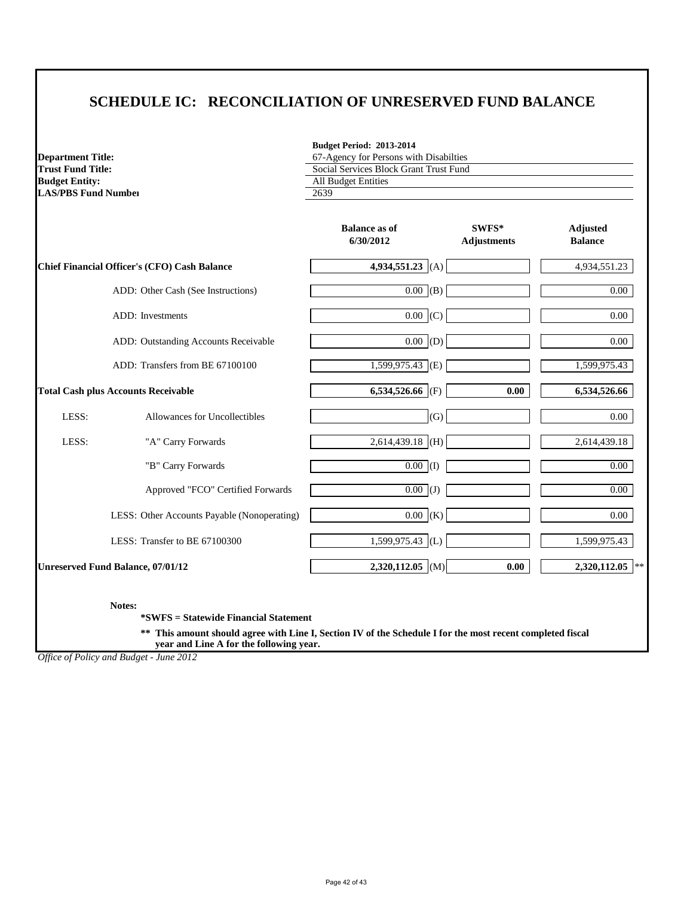# SCHEDULE IC: RECONCILIATION OF UNRESERVED FUND BALANCE

**Budget Period: 2013-2014**

| | |
|---|---|
| **Department Title:** | 67-Agency for Persons with Disabilties |
| **Trust Fund Title:** | Social Services Block Grant Trust Fund |
| **Budget Entity:** | All Budget Entities |
| **LAS/PBS Fund Number** | 2639 |

| | Balance as of 6/30/2012 | | SWFS* Adjustments | Adjusted Balance |
|---|---|---|---|---|
| **Chief Financial Officer's (CFO) Cash Balance** | **4,934,551.23** | (A) | | 4,934,551.23 |
| ADD: Other Cash (See Instructions) | 0.00 | (B) | | 0.00 |
| ADD: Investments | 0.00 | (C) | | 0.00 |
| ADD: Outstanding Accounts Receivable | 0.00 | (D) | | 0.00 |
| ADD: Transfers from BE 67100100 | 1,599,975.43 | (E) | | 1,599,975.43 |
| **Total Cash plus Accounts Receivable** | **6,534,526.66** | (F) | **0.00** | **6,534,526.66** |
| LESS: Allowances for Uncollectibles | | (G) | | 0.00 |
| LESS: "A" Carry Forwards | 2,614,439.18 | (H) | | 2,614,439.18 |
| "B" Carry Forwards | 0.00 | (I) | | 0.00 |
| Approved "FCO" Certified Forwards | 0.00 | (J) | | 0.00 |
| LESS: Other Accounts Payable (Nonoperating) | 0.00 | (K) | | 0.00 |
| LESS: Transfer to BE 67100300 | 1,599,975.43 | (L) | | 1,599,975.43 |
| **Unreserved Fund Balance, 07/01/12** | **2,320,112.05** | (M) | **0.00** | **2,320,112.05** ** |

**Notes:**

**\*SWFS = Statewide Financial Statement**

**\*\* This amount should agree with Line I, Section IV of the Schedule I for the most recent completed fiscal year and Line A for the following year.**

*Office of Policy and Budget - June 2012*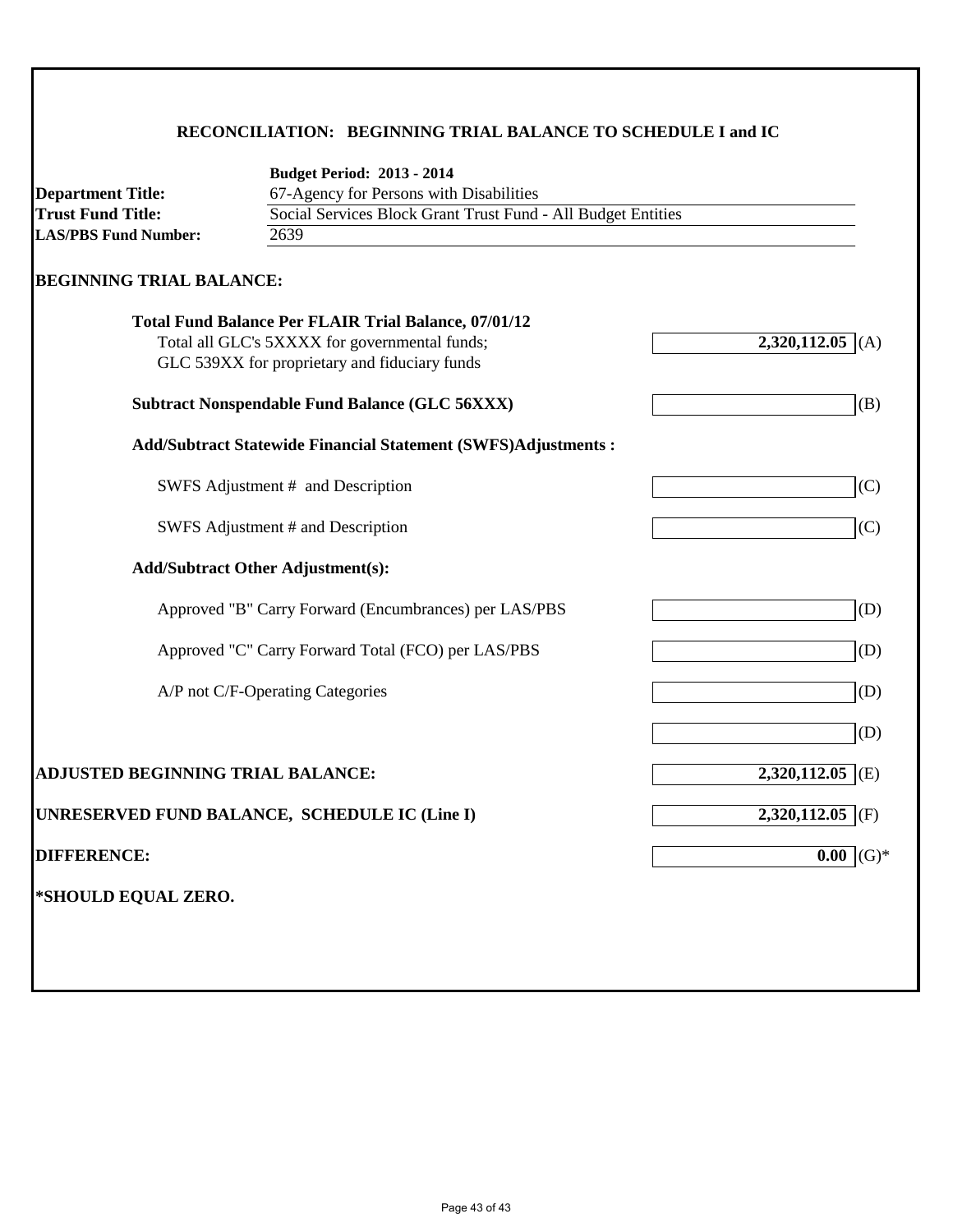## RECONCILIATION: BEGINNING TRIAL BALANCE TO SCHEDULE I and IC

**Budget Period: 2013 - 2014**

**Department Title:** 67-Agency for Persons with Disabilities

**Trust Fund Title:** Social Services Block Grant Trust Fund - All Budget Entities

**LAS/PBS Fund Number:** 2639

### BEGINNING TRIAL BALANCE:

| | | |
|---|---|---|
| **Total Fund Balance Per FLAIR Trial Balance, 07/01/12** | | |
| Total all GLC's 5XXXX for governmental funds; GLC 539XX for proprietary and fiduciary funds | **2,320,112.05** | (A) |
| **Subtract Nonspendable Fund Balance (GLC 56XXX)** | | (B) |
| **Add/Subtract Statewide Financial Statement (SWFS)Adjustments :** | | |
| SWFS Adjustment # and Description | | (C) |
| SWFS Adjustment # and Description | | (C) |
| **Add/Subtract Other Adjustment(s):** | | |
| Approved "B" Carry Forward (Encumbrances) per LAS/PBS | | (D) |
| Approved "C" Carry Forward Total (FCO) per LAS/PBS | | (D) |
| A/P not C/F-Operating Categories | | (D) |
| | | (D) |
| **ADJUSTED BEGINNING TRIAL BALANCE:** | **2,320,112.05** | (E) |
| **UNRESERVED FUND BALANCE, SCHEDULE IC (Line I)** | **2,320,112.05** | (F) |
| **DIFFERENCE:** | **0.00** | (G)* |

**\*SHOULD EQUAL ZERO.**